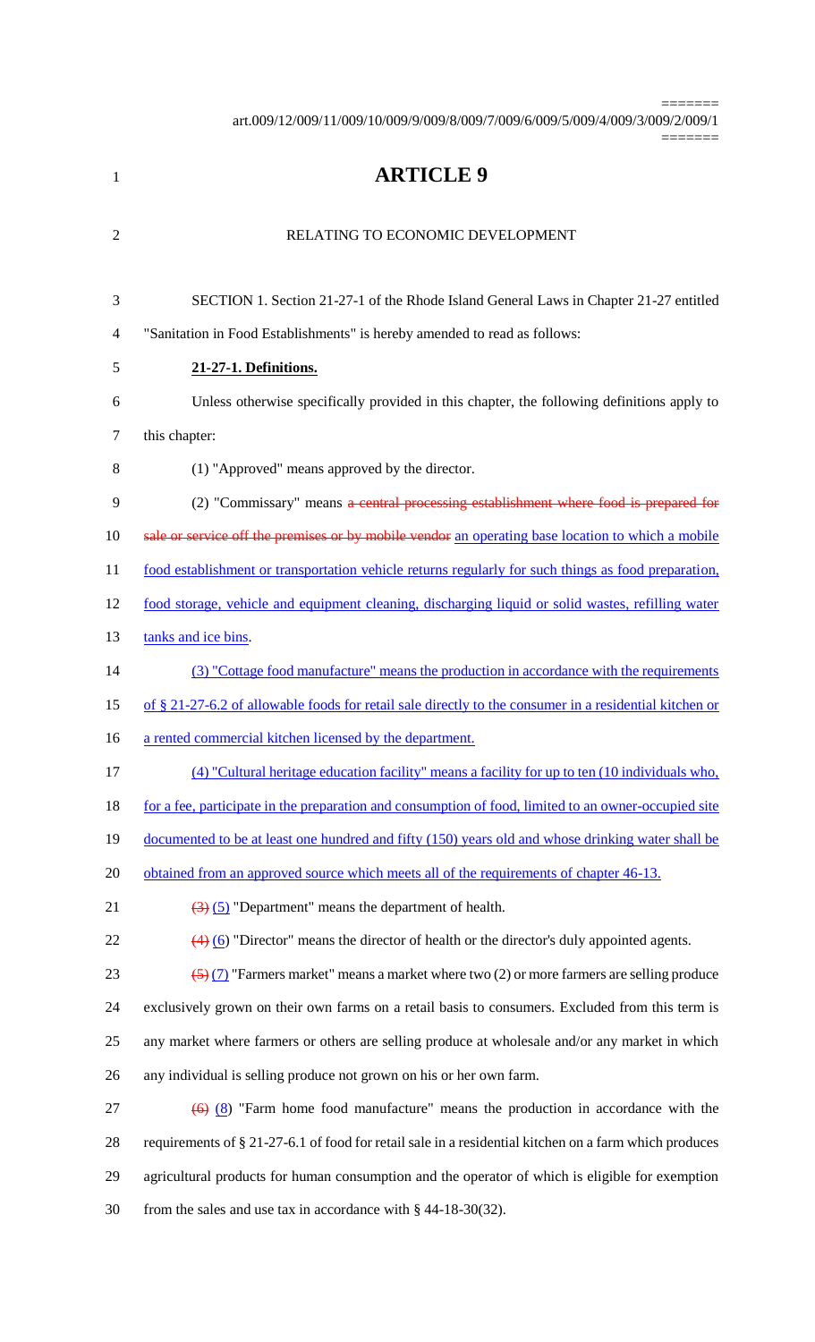# ARTICLE 9

RELATING TO ECONOMIC DEVELOPMENT

SECTION 1. Section 21-27-1 of the Rhode Island General Laws in Chapter 21-27 entitled "Sanitation in Food Establishments" is hereby amended to read as follows:

**21-27-1. Definitions.**

Unless otherwise specifically provided in this chapter, the following definitions apply to this chapter:

(1) "Approved" means approved by the director.

(2) "Commissary" means ~~a central processing establishment where food is prepared for sale or service off the premises or by mobile vendor~~ an operating base location to which a mobile food establishment or transportation vehicle returns regularly for such things as food preparation, food storage, vehicle and equipment cleaning, discharging liquid or solid wastes, refilling water tanks and ice bins.

(3) "Cottage food manufacture" means the production in accordance with the requirements of § 21-27-6.2 of allowable foods for retail sale directly to the consumer in a residential kitchen or a rented commercial kitchen licensed by the department.

(4) "Cultural heritage education facility" means a facility for up to ten (10 individuals who, for a fee, participate in the preparation and consumption of food, limited to an owner-occupied site documented to be at least one hundred and fifty (150) years old and whose drinking water shall be obtained from an approved source which meets all of the requirements of chapter 46-13.

~~(3)~~ (5) "Department" means the department of health.

~~(4)~~ (6) "Director" means the director of health or the director's duly appointed agents.

~~(5)~~ (7) "Farmers market" means a market where two (2) or more farmers are selling produce exclusively grown on their own farms on a retail basis to consumers. Excluded from this term is any market where farmers or others are selling produce at wholesale and/or any market in which any individual is selling produce not grown on his or her own farm.

~~(6)~~ (8) "Farm home food manufacture" means the production in accordance with the requirements of § 21-27-6.1 of food for retail sale in a residential kitchen on a farm which produces agricultural products for human consumption and the operator of which is eligible for exemption from the sales and use tax in accordance with § 44-18-30(32).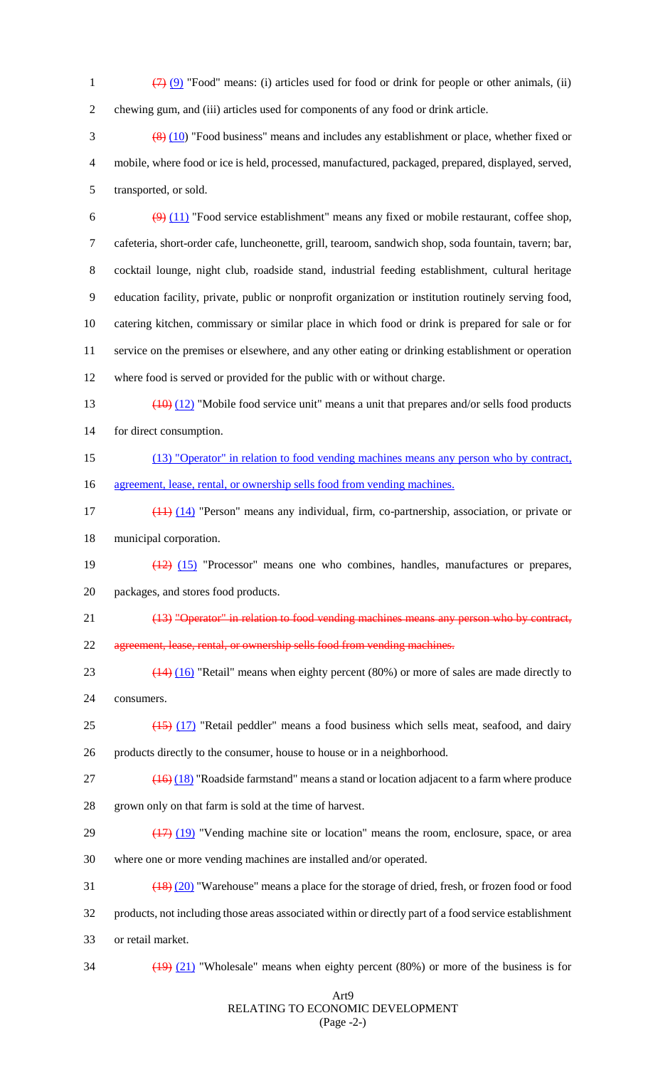~~(7)~~ (9) "Food" means: (i) articles used for food or drink for people or other animals, (ii) chewing gum, and (iii) articles used for components of any food or drink article.

~~(8)~~ (10) "Food business" means and includes any establishment or place, whether fixed or mobile, where food or ice is held, processed, manufactured, packaged, prepared, displayed, served, transported, or sold.

~~(9)~~ (11) "Food service establishment" means any fixed or mobile restaurant, coffee shop, cafeteria, short-order cafe, luncheonette, grill, tearoom, sandwich shop, soda fountain, tavern; bar, cocktail lounge, night club, roadside stand, industrial feeding establishment, cultural heritage education facility, private, public or nonprofit organization or institution routinely serving food, catering kitchen, commissary or similar place in which food or drink is prepared for sale or for service on the premises or elsewhere, and any other eating or drinking establishment or operation where food is served or provided for the public with or without charge.

~~(10)~~ (12) "Mobile food service unit" means a unit that prepares and/or sells food products for direct consumption.

(13) "Operator" in relation to food vending machines means any person who by contract, agreement, lease, rental, or ownership sells food from vending machines.

~~(11)~~ (14) "Person" means any individual, firm, co-partnership, association, or private or municipal corporation.

~~(12)~~ (15) "Processor" means one who combines, handles, manufactures or prepares, packages, and stores food products.

~~(13) "Operator" in relation to food vending machines means any person who by contract, agreement, lease, rental, or ownership sells food from vending machines.~~

~~(14)~~ (16) "Retail" means when eighty percent (80%) or more of sales are made directly to consumers.

~~(15)~~ (17) "Retail peddler" means a food business which sells meat, seafood, and dairy products directly to the consumer, house to house or in a neighborhood.

~~(16)~~ (18) "Roadside farmstand" means a stand or location adjacent to a farm where produce grown only on that farm is sold at the time of harvest.

~~(17)~~ (19) "Vending machine site or location" means the room, enclosure, space, or area where one or more vending machines are installed and/or operated.

~~(18)~~ (20) "Warehouse" means a place for the storage of dried, fresh, or frozen food or food products, not including those areas associated within or directly part of a food service establishment or retail market.

~~(19)~~ (21) "Wholesale" means when eighty percent (80%) or more of the business is for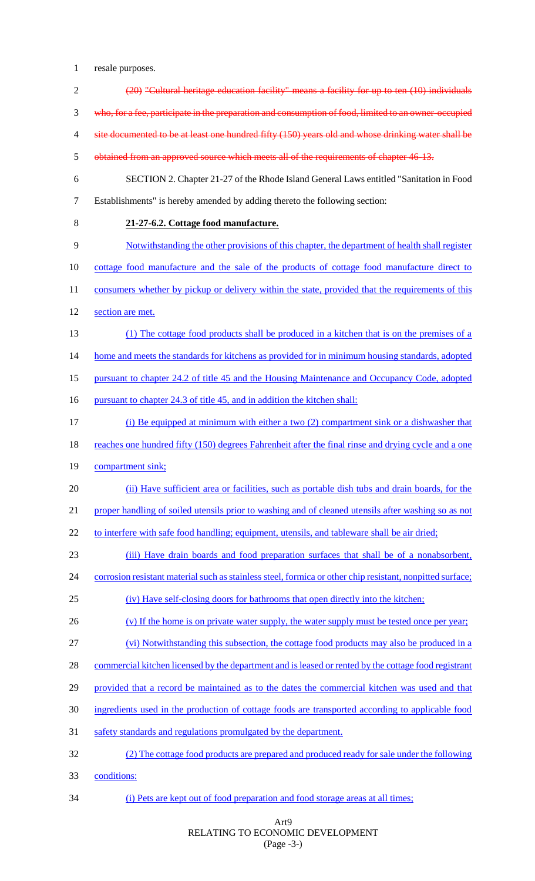resale purposes.

~~(20) "Cultural heritage education facility" means a facility for up to ten (10) individuals who, for a fee, participate in the preparation and consumption of food, limited to an owner-occupied site documented to be at least one hundred fifty (150) years old and whose drinking water shall be obtained from an approved source which meets all of the requirements of chapter 46-13.~~

SECTION 2. Chapter 21-27 of the Rhode Island General Laws entitled "Sanitation in Food Establishments" is hereby amended by adding thereto the following section:

**21-27-6.2. Cottage food manufacture.**

Notwithstanding the other provisions of this chapter, the department of health shall register cottage food manufacture and the sale of the products of cottage food manufacture direct to consumers whether by pickup or delivery within the state, provided that the requirements of this section are met.

(1) The cottage food products shall be produced in a kitchen that is on the premises of a home and meets the standards for kitchens as provided for in minimum housing standards, adopted pursuant to chapter 24.2 of title 45 and the Housing Maintenance and Occupancy Code, adopted pursuant to chapter 24.3 of title 45, and in addition the kitchen shall:

(i) Be equipped at minimum with either a two (2) compartment sink or a dishwasher that reaches one hundred fifty (150) degrees Fahrenheit after the final rinse and drying cycle and a one compartment sink;

(ii) Have sufficient area or facilities, such as portable dish tubs and drain boards, for the proper handling of soiled utensils prior to washing and of cleaned utensils after washing so as not to interfere with safe food handling; equipment, utensils, and tableware shall be air dried;

(iii) Have drain boards and food preparation surfaces that shall be of a nonabsorbent, corrosion resistant material such as stainless steel, formica or other chip resistant, nonpitted surface;

(iv) Have self-closing doors for bathrooms that open directly into the kitchen;

(v) If the home is on private water supply, the water supply must be tested once per year;

(vi) Notwithstanding this subsection, the cottage food products may also be produced in a commercial kitchen licensed by the department and is leased or rented by the cottage food registrant provided that a record be maintained as to the dates the commercial kitchen was used and that ingredients used in the production of cottage foods are transported according to applicable food safety standards and regulations promulgated by the department.

(2) The cottage food products are prepared and produced ready for sale under the following conditions:

(i) Pets are kept out of food preparation and food storage areas at all times;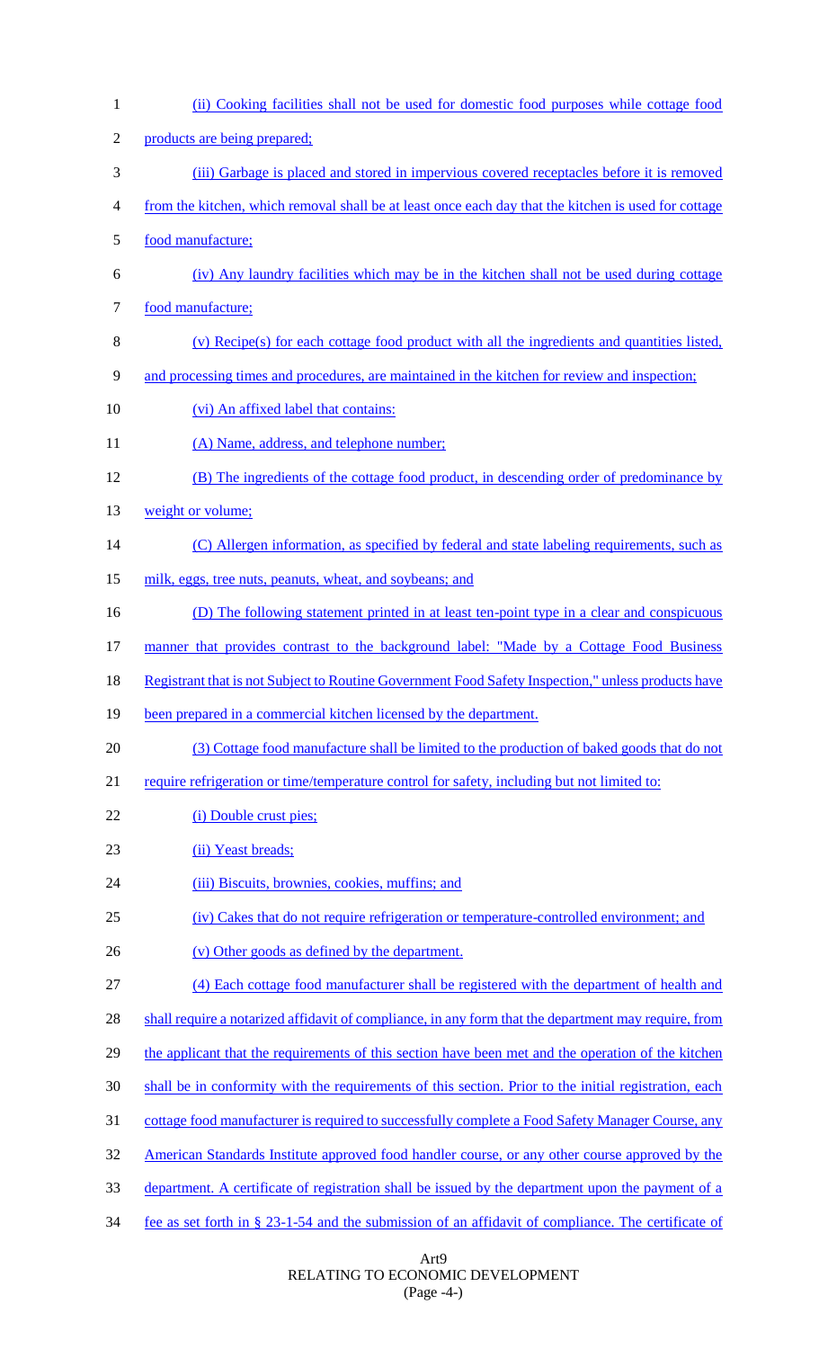(ii) Cooking facilities shall not be used for domestic food purposes while cottage food products are being prepared;

(iii) Garbage is placed and stored in impervious covered receptacles before it is removed from the kitchen, which removal shall be at least once each day that the kitchen is used for cottage food manufacture;

(iv) Any laundry facilities which may be in the kitchen shall not be used during cottage food manufacture;

(v) Recipe(s) for each cottage food product with all the ingredients and quantities listed, and processing times and procedures, are maintained in the kitchen for review and inspection;

(vi) An affixed label that contains:

(A) Name, address, and telephone number;

(B) The ingredients of the cottage food product, in descending order of predominance by weight or volume;

(C) Allergen information, as specified by federal and state labeling requirements, such as milk, eggs, tree nuts, peanuts, wheat, and soybeans; and

(D) The following statement printed in at least ten-point type in a clear and conspicuous manner that provides contrast to the background label: "Made by a Cottage Food Business Registrant that is not Subject to Routine Government Food Safety Inspection," unless products have been prepared in a commercial kitchen licensed by the department.

(3) Cottage food manufacture shall be limited to the production of baked goods that do not require refrigeration or time/temperature control for safety, including but not limited to:

(i) Double crust pies;

(ii) Yeast breads;

(iii) Biscuits, brownies, cookies, muffins; and

(iv) Cakes that do not require refrigeration or temperature-controlled environment; and

(v) Other goods as defined by the department.

(4) Each cottage food manufacturer shall be registered with the department of health and shall require a notarized affidavit of compliance, in any form that the department may require, from the applicant that the requirements of this section have been met and the operation of the kitchen shall be in conformity with the requirements of this section. Prior to the initial registration, each cottage food manufacturer is required to successfully complete a Food Safety Manager Course, any American Standards Institute approved food handler course, or any other course approved by the department. A certificate of registration shall be issued by the department upon the payment of a fee as set forth in § 23-1-54 and the submission of an affidavit of compliance. The certificate of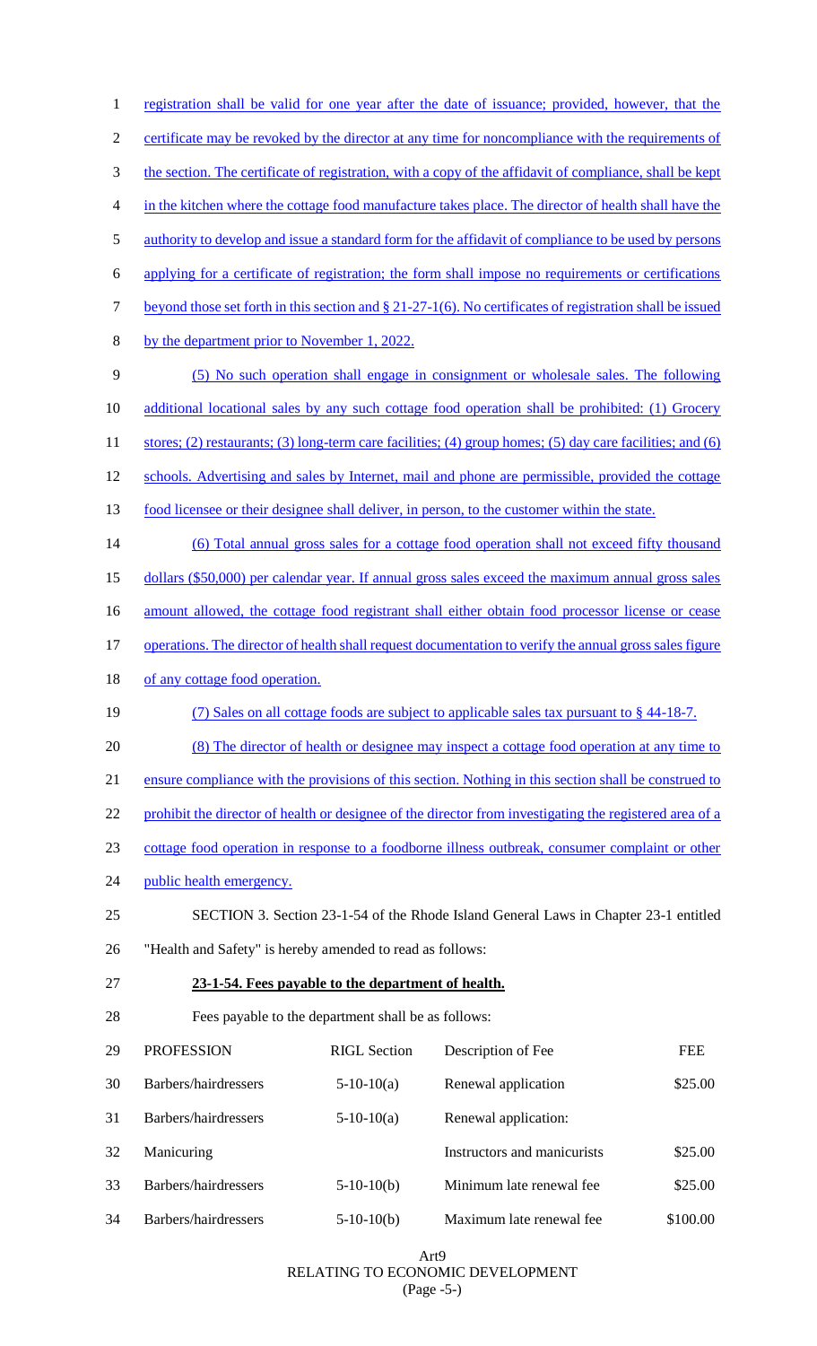registration shall be valid for one year after the date of issuance; provided, however, that the certificate may be revoked by the director at any time for noncompliance with the requirements of the section. The certificate of registration, with a copy of the affidavit of compliance, shall be kept in the kitchen where the cottage food manufacture takes place. The director of health shall have the authority to develop and issue a standard form for the affidavit of compliance to be used by persons applying for a certificate of registration; the form shall impose no requirements or certifications beyond those set forth in this section and § 21-27-1(6). No certificates of registration shall be issued by the department prior to November 1, 2022.

(5) No such operation shall engage in consignment or wholesale sales. The following additional locational sales by any such cottage food operation shall be prohibited: (1) Grocery stores; (2) restaurants; (3) long-term care facilities; (4) group homes; (5) day care facilities; and (6) schools. Advertising and sales by Internet, mail and phone are permissible, provided the cottage food licensee or their designee shall deliver, in person, to the customer within the state.

(6) Total annual gross sales for a cottage food operation shall not exceed fifty thousand dollars ($50,000) per calendar year. If annual gross sales exceed the maximum annual gross sales amount allowed, the cottage food registrant shall either obtain food processor license or cease operations. The director of health shall request documentation to verify the annual gross sales figure of any cottage food operation.

(7) Sales on all cottage foods are subject to applicable sales tax pursuant to § 44-18-7.

(8) The director of health or designee may inspect a cottage food operation at any time to ensure compliance with the provisions of this section. Nothing in this section shall be construed to prohibit the director of health or designee of the director from investigating the registered area of a cottage food operation in response to a foodborne illness outbreak, consumer complaint or other public health emergency.

SECTION 3. Section 23-1-54 of the Rhode Island General Laws in Chapter 23-1 entitled "Health and Safety" is hereby amended to read as follows:

**23-1-54. Fees payable to the department of health.**

Fees payable to the department shall be as follows:

| PROFESSION | RIGL Section | Description of Fee | FEE |
|---|---|---|---|
| Barbers/hairdressers | 5-10-10(a) | Renewal application | $25.00 |
| Barbers/hairdressers | 5-10-10(a) | Renewal application: | |
| Manicuring | | Instructors and manicurists | $25.00 |
| Barbers/hairdressers | 5-10-10(b) | Minimum late renewal fee | $25.00 |
| Barbers/hairdressers | 5-10-10(b) | Maximum late renewal fee | $100.00 |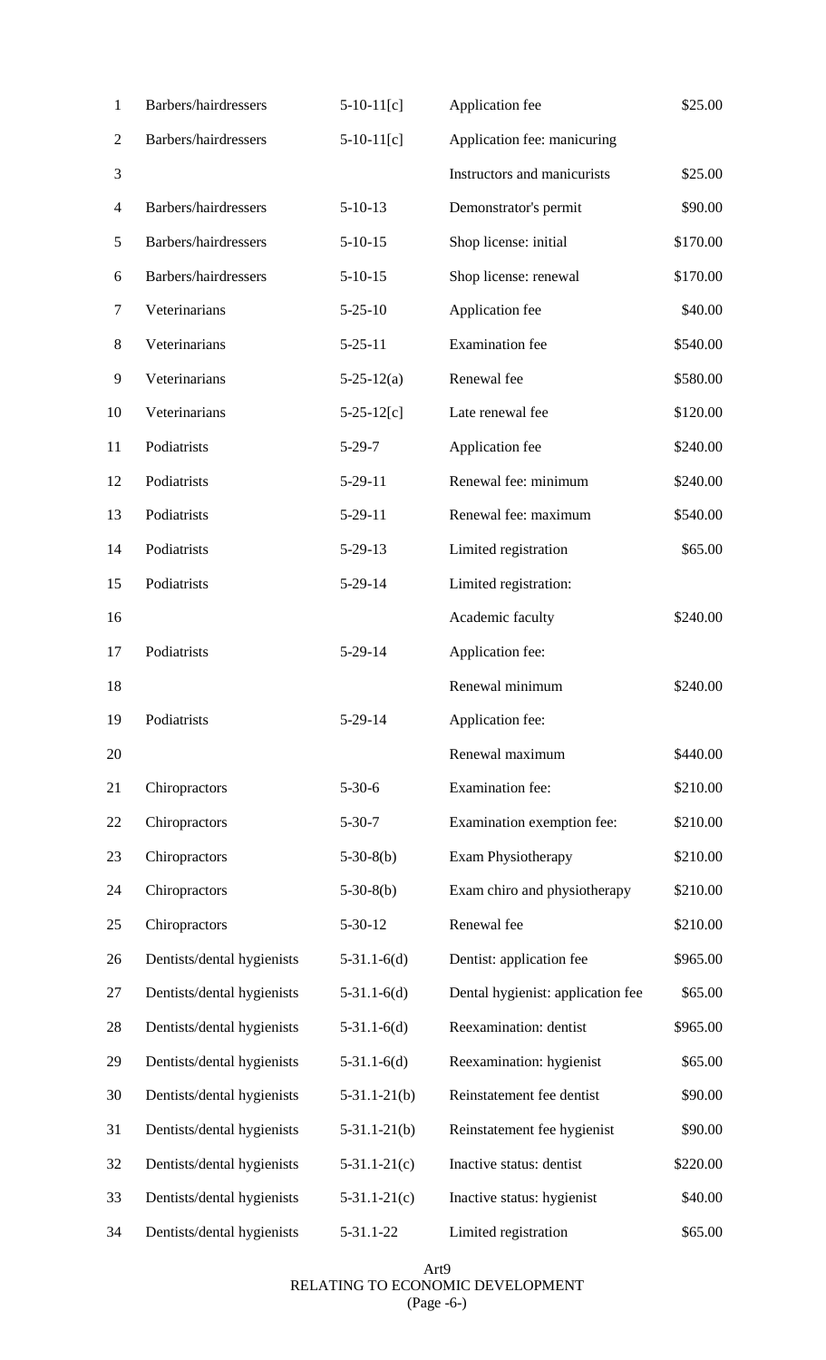| Barbers/hairdressers | 5-10-11[c] | Application fee | $25.00 |
|---|---|---|---|
| Barbers/hairdressers | 5-10-11[c] | Application fee: manicuring Instructors and manicurists | $25.00 |
| Barbers/hairdressers | 5-10-13 | Demonstrator's permit | $90.00 |
| Barbers/hairdressers | 5-10-15 | Shop license: initial | $170.00 |
| Barbers/hairdressers | 5-10-15 | Shop license: renewal | $170.00 |
| Veterinarians | 5-25-10 | Application fee | $40.00 |
| Veterinarians | 5-25-11 | Examination fee | $540.00 |
| Veterinarians | 5-25-12(a) | Renewal fee | $580.00 |
| Veterinarians | 5-25-12[c] | Late renewal fee | $120.00 |
| Podiatrists | 5-29-7 | Application fee | $240.00 |
| Podiatrists | 5-29-11 | Renewal fee: minimum | $240.00 |
| Podiatrists | 5-29-11 | Renewal fee: maximum | $540.00 |
| Podiatrists | 5-29-13 | Limited registration | $65.00 |
| Podiatrists | 5-29-14 | Limited registration: Academic faculty | $240.00 |
| Podiatrists | 5-29-14 | Application fee: Renewal minimum | $240.00 |
| Podiatrists | 5-29-14 | Application fee: Renewal maximum | $440.00 |
| Chiropractors | 5-30-6 | Examination fee: | $210.00 |
| Chiropractors | 5-30-7 | Examination exemption fee: | $210.00 |
| Chiropractors | 5-30-8(b) | Exam Physiotherapy | $210.00 |
| Chiropractors | 5-30-8(b) | Exam chiro and physiotherapy | $210.00 |
| Chiropractors | 5-30-12 | Renewal fee | $210.00 |
| Dentists/dental hygienists | 5-31.1-6(d) | Dentist: application fee | $965.00 |
| Dentists/dental hygienists | 5-31.1-6(d) | Dental hygienist: application fee | $65.00 |
| Dentists/dental hygienists | 5-31.1-6(d) | Reexamination: dentist | $965.00 |
| Dentists/dental hygienists | 5-31.1-6(d) | Reexamination: hygienist | $65.00 |
| Dentists/dental hygienists | 5-31.1-21(b) | Reinstatement fee dentist | $90.00 |
| Dentists/dental hygienists | 5-31.1-21(b) | Reinstatement fee hygienist | $90.00 |
| Dentists/dental hygienists | 5-31.1-21(c) | Inactive status: dentist | $220.00 |
| Dentists/dental hygienists | 5-31.1-21(c) | Inactive status: hygienist | $40.00 |
| Dentists/dental hygienists | 5-31.1-22 | Limited registration | $65.00 |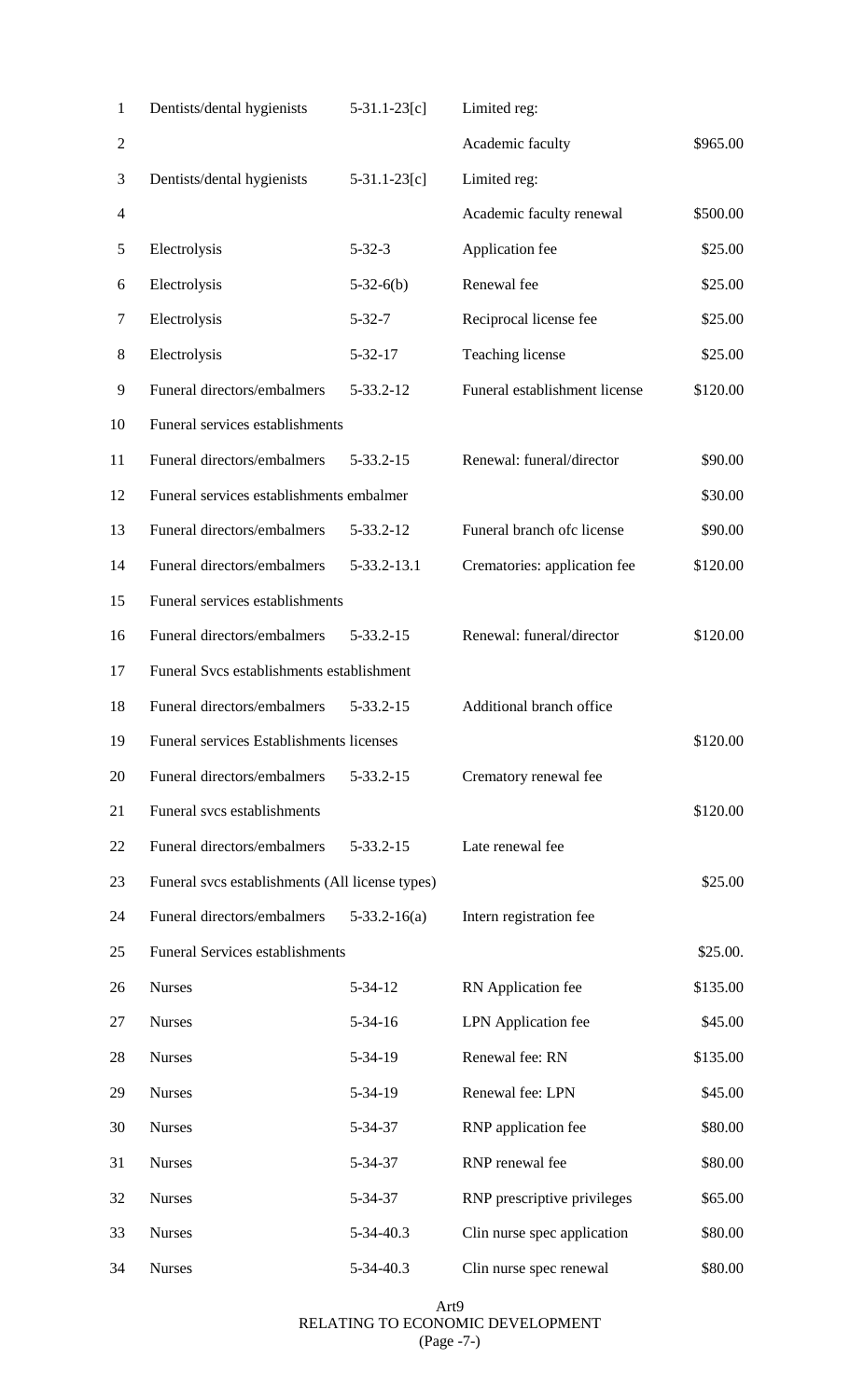| | | | |
|---|---|---|---|
| Dentists/dental hygienists | 5-31.1-23[c] | Limited reg: | |
| | | Academic faculty | $965.00 |
| Dentists/dental hygienists | 5-31.1-23[c] | Limited reg: | |
| | | Academic faculty renewal | $500.00 |
| Electrolysis | 5-32-3 | Application fee | $25.00 |
| Electrolysis | 5-32-6(b) | Renewal fee | $25.00 |
| Electrolysis | 5-32-7 | Reciprocal license fee | $25.00 |
| Electrolysis | 5-32-17 | Teaching license | $25.00 |
| Funeral directors/embalmers | 5-33.2-12 | Funeral establishment license | $120.00 |
| Funeral services establishments | | | |
| Funeral directors/embalmers | 5-33.2-15 | Renewal: funeral/director | $90.00 |
| Funeral services establishments embalmer | | | $30.00 |
| Funeral directors/embalmers | 5-33.2-12 | Funeral branch ofc license | $90.00 |
| Funeral directors/embalmers | 5-33.2-13.1 | Crematories: application fee | $120.00 |
| Funeral services establishments | | | |
| Funeral directors/embalmers | 5-33.2-15 | Renewal: funeral/director | $120.00 |
| Funeral Svcs establishments establishment | | | |
| Funeral directors/embalmers | 5-33.2-15 | Additional branch office | |
| Funeral services Establishments licenses | | | $120.00 |
| Funeral directors/embalmers | 5-33.2-15 | Crematory renewal fee | |
| Funeral svcs establishments | | | $120.00 |
| Funeral directors/embalmers | 5-33.2-15 | Late renewal fee | |
| Funeral svcs establishments (All license types) | | | $25.00 |
| Funeral directors/embalmers | 5-33.2-16(a) | Intern registration fee | |
| Funeral Services establishments | | | $25.00. |
| Nurses | 5-34-12 | RN Application fee | $135.00 |
| Nurses | 5-34-16 | LPN Application fee | $45.00 |
| Nurses | 5-34-19 | Renewal fee: RN | $135.00 |
| Nurses | 5-34-19 | Renewal fee: LPN | $45.00 |
| Nurses | 5-34-37 | RNP application fee | $80.00 |
| Nurses | 5-34-37 | RNP renewal fee | $80.00 |
| Nurses | 5-34-37 | RNP prescriptive privileges | $65.00 |
| Nurses | 5-34-40.3 | Clin nurse spec application | $80.00 |
| Nurses | 5-34-40.3 | Clin nurse spec renewal | $80.00 |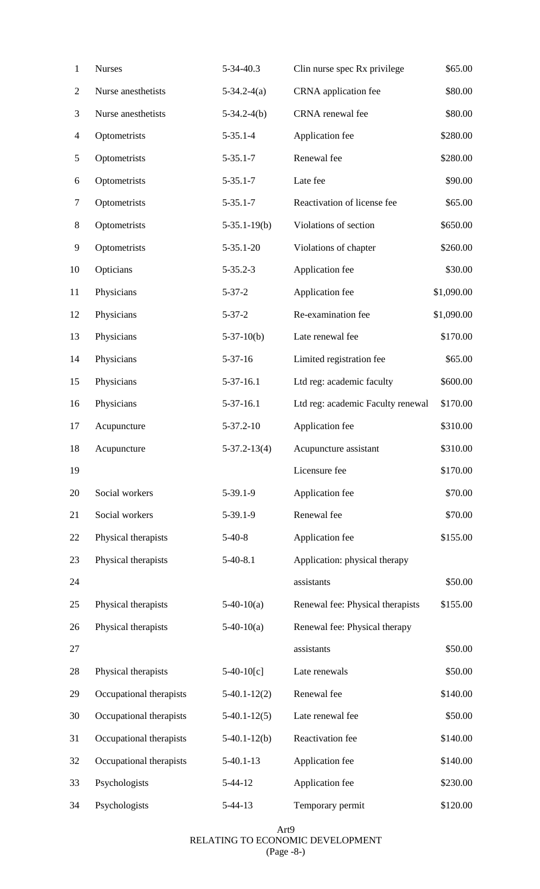| | | | |
|---|---|---|---|
| Nurses | 5-34-40.3 | Clin nurse spec Rx privilege | $65.00 |
| Nurse anesthetists | 5-34.2-4(a) | CRNA application fee | $80.00 |
| Nurse anesthetists | 5-34.2-4(b) | CRNA renewal fee | $80.00 |
| Optometrists | 5-35.1-4 | Application fee | $280.00 |
| Optometrists | 5-35.1-7 | Renewal fee | $280.00 |
| Optometrists | 5-35.1-7 | Late fee | $90.00 |
| Optometrists | 5-35.1-7 | Reactivation of license fee | $65.00 |
| Optometrists | 5-35.1-19(b) | Violations of section | $650.00 |
| Optometrists | 5-35.1-20 | Violations of chapter | $260.00 |
| Opticians | 5-35.2-3 | Application fee | $30.00 |
| Physicians | 5-37-2 | Application fee | $1,090.00 |
| Physicians | 5-37-2 | Re-examination fee | $1,090.00 |
| Physicians | 5-37-10(b) | Late renewal fee | $170.00 |
| Physicians | 5-37-16 | Limited registration fee | $65.00 |
| Physicians | 5-37-16.1 | Ltd reg: academic faculty | $600.00 |
| Physicians | 5-37-16.1 | Ltd reg: academic Faculty renewal | $170.00 |
| Acupuncture | 5-37.2-10 | Application fee | $310.00 |
| Acupuncture | 5-37.2-13(4) | Acupuncture assistant | $310.00 |
| | | Licensure fee | $170.00 |
| Social workers | 5-39.1-9 | Application fee | $70.00 |
| Social workers | 5-39.1-9 | Renewal fee | $70.00 |
| Physical therapists | 5-40-8 | Application fee | $155.00 |
| Physical therapists | 5-40-8.1 | Application: physical therapy assistants | $50.00 |
| Physical therapists | 5-40-10(a) | Renewal fee: Physical therapists | $155.00 |
| Physical therapists | 5-40-10(a) | Renewal fee: Physical therapy assistants | $50.00 |
| Physical therapists | 5-40-10[c] | Late renewals | $50.00 |
| Occupational therapists | 5-40.1-12(2) | Renewal fee | $140.00 |
| Occupational therapists | 5-40.1-12(5) | Late renewal fee | $50.00 |
| Occupational therapists | 5-40.1-12(b) | Reactivation fee | $140.00 |
| Occupational therapists | 5-40.1-13 | Application fee | $140.00 |
| Psychologists | 5-44-12 | Application fee | $230.00 |
| Psychologists | 5-44-13 | Temporary permit | $120.00 |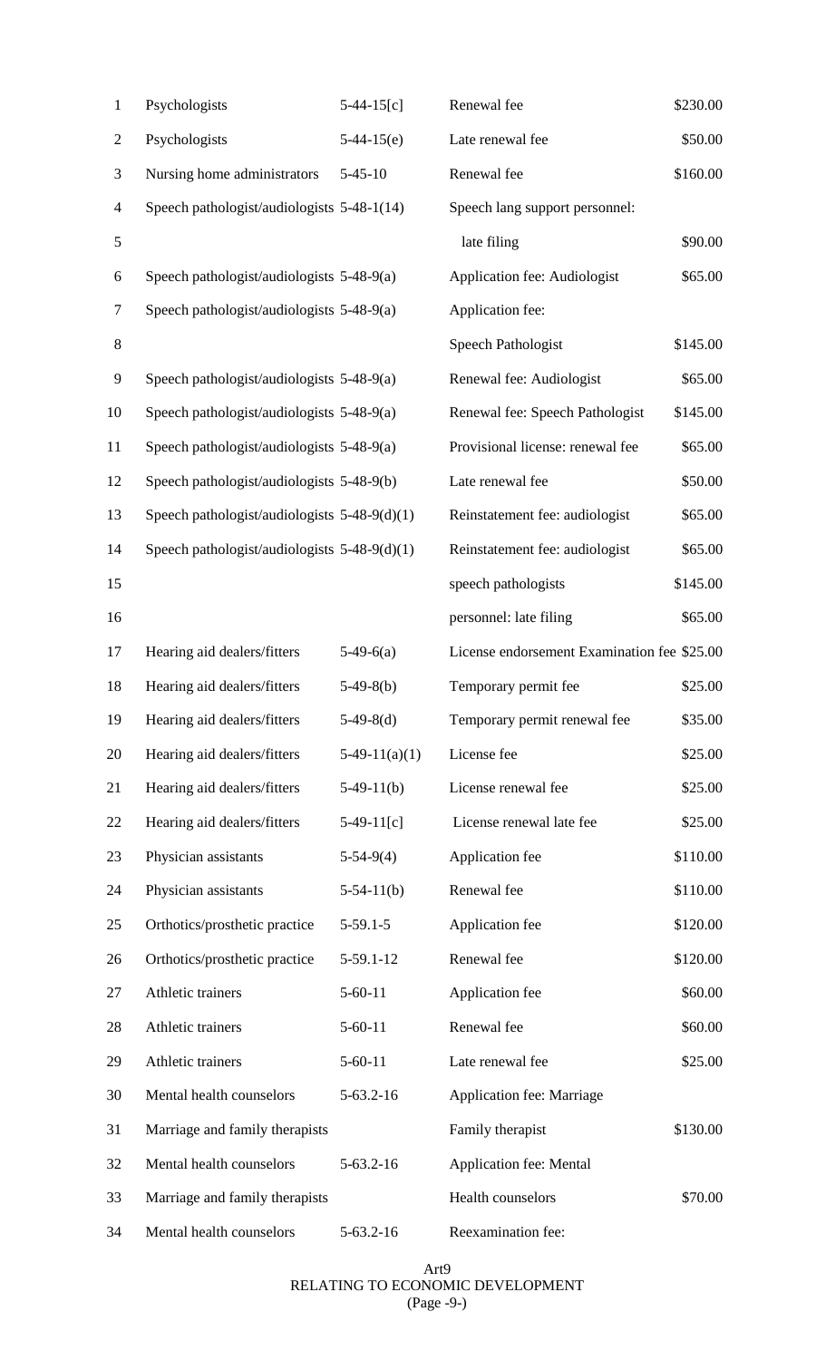| | | | | |
|---|---|---|---|---|
| 1 | Psychologists | 5-44-15[c] | Renewal fee | $230.00 |
| 2 | Psychologists | 5-44-15(e) | Late renewal fee | $50.00 |
| 3 | Nursing home administrators | 5-45-10 | Renewal fee | $160.00 |
| 4 | Speech pathologist/audiologists | 5-48-1(14) | Speech lang support personnel: | |
| 5 | | | late filing | $90.00 |
| 6 | Speech pathologist/audiologists | 5-48-9(a) | Application fee: Audiologist | $65.00 |
| 7 | Speech pathologist/audiologists | 5-48-9(a) | Application fee: | |
| 8 | | | Speech Pathologist | $145.00 |
| 9 | Speech pathologist/audiologists | 5-48-9(a) | Renewal fee: Audiologist | $65.00 |
| 10 | Speech pathologist/audiologists | 5-48-9(a) | Renewal fee: Speech Pathologist | $145.00 |
| 11 | Speech pathologist/audiologists | 5-48-9(a) | Provisional license: renewal fee | $65.00 |
| 12 | Speech pathologist/audiologists | 5-48-9(b) | Late renewal fee | $50.00 |
| 13 | Speech pathologist/audiologists | 5-48-9(d)(1) | Reinstatement fee: audiologist | $65.00 |
| 14 | Speech pathologist/audiologists | 5-48-9(d)(1) | Reinstatement fee: audiologist | $65.00 |
| 15 | | | speech pathologists | $145.00 |
| 16 | | | personnel: late filing | $65.00 |
| 17 | Hearing aid dealers/fitters | 5-49-6(a) | License endorsement Examination fee | $25.00 |
| 18 | Hearing aid dealers/fitters | 5-49-8(b) | Temporary permit fee | $25.00 |
| 19 | Hearing aid dealers/fitters | 5-49-8(d) | Temporary permit renewal fee | $35.00 |
| 20 | Hearing aid dealers/fitters | 5-49-11(a)(1) | License fee | $25.00 |
| 21 | Hearing aid dealers/fitters | 5-49-11(b) | License renewal fee | $25.00 |
| 22 | Hearing aid dealers/fitters | 5-49-11[c] | License renewal late fee | $25.00 |
| 23 | Physician assistants | 5-54-9(4) | Application fee | $110.00 |
| 24 | Physician assistants | 5-54-11(b) | Renewal fee | $110.00 |
| 25 | Orthotics/prosthetic practice | 5-59.1-5 | Application fee | $120.00 |
| 26 | Orthotics/prosthetic practice | 5-59.1-12 | Renewal fee | $120.00 |
| 27 | Athletic trainers | 5-60-11 | Application fee | $60.00 |
| 28 | Athletic trainers | 5-60-11 | Renewal fee | $60.00 |
| 29 | Athletic trainers | 5-60-11 | Late renewal fee | $25.00 |
| 30 | Mental health counselors | 5-63.2-16 | Application fee: Marriage | |
| 31 | Marriage and family therapists | | Family therapist | $130.00 |
| 32 | Mental health counselors | 5-63.2-16 | Application fee: Mental | |
| 33 | Marriage and family therapists | | Health counselors | $70.00 |
| 34 | Mental health counselors | 5-63.2-16 | Reexamination fee: | |

Art9
RELATING TO ECONOMIC DEVELOPMENT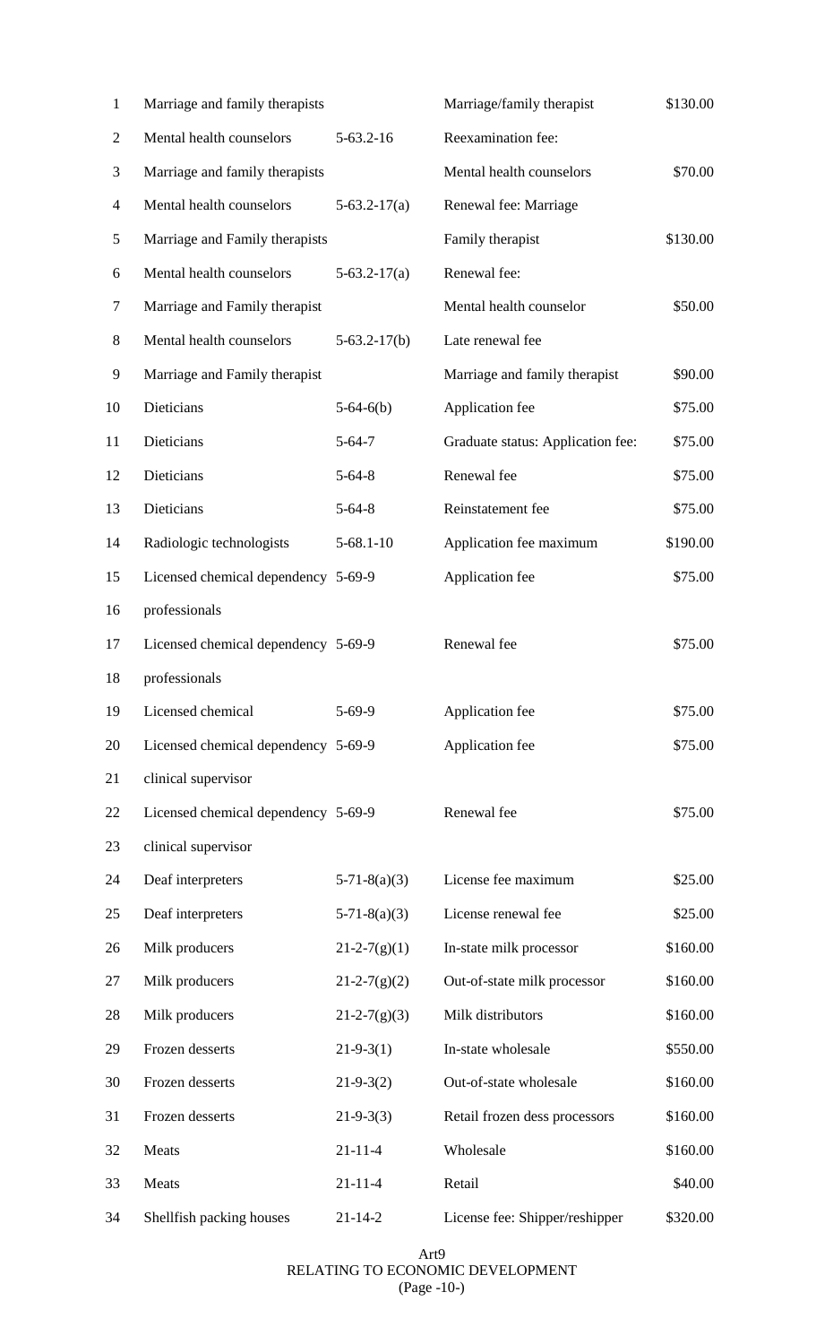| | | | |
|---|---|---|---|
| Marriage and family therapists | | Marriage/family therapist | $130.00 |
| Mental health counselors | 5-63.2-16 | Reexamination fee: | |
| Marriage and family therapists | | Mental health counselors | $70.00 |
| Mental health counselors | 5-63.2-17(a) | Renewal fee: Marriage | |
| Marriage and Family therapists | | Family therapist | $130.00 |
| Mental health counselors | 5-63.2-17(a) | Renewal fee: | |
| Marriage and Family therapist | | Mental health counselor | $50.00 |
| Mental health counselors | 5-63.2-17(b) | Late renewal fee | |
| Marriage and Family therapist | | Marriage and family therapist | $90.00 |
| Dieticians | 5-64-6(b) | Application fee | $75.00 |
| Dieticians | 5-64-7 | Graduate status: Application fee: | $75.00 |
| Dieticians | 5-64-8 | Renewal fee | $75.00 |
| Dieticians | 5-64-8 | Reinstatement fee | $75.00 |
| Radiologic technologists | 5-68.1-10 | Application fee maximum | $190.00 |
| Licensed chemical dependency professionals | 5-69-9 | Application fee | $75.00 |
| Licensed chemical dependency professionals | 5-69-9 | Renewal fee | $75.00 |
| Licensed chemical | 5-69-9 | Application fee | $75.00 |
| Licensed chemical dependency clinical supervisor | 5-69-9 | Application fee | $75.00 |
| Licensed chemical dependency clinical supervisor | 5-69-9 | Renewal fee | $75.00 |
| Deaf interpreters | 5-71-8(a)(3) | License fee maximum | $25.00 |
| Deaf interpreters | 5-71-8(a)(3) | License renewal fee | $25.00 |
| Milk producers | 21-2-7(g)(1) | In-state milk processor | $160.00 |
| Milk producers | 21-2-7(g)(2) | Out-of-state milk processor | $160.00 |
| Milk producers | 21-2-7(g)(3) | Milk distributors | $160.00 |
| Frozen desserts | 21-9-3(1) | In-state wholesale | $550.00 |
| Frozen desserts | 21-9-3(2) | Out-of-state wholesale | $160.00 |
| Frozen desserts | 21-9-3(3) | Retail frozen dess processors | $160.00 |
| Meats | 21-11-4 | Wholesale | $160.00 |
| Meats | 21-11-4 | Retail | $40.00 |
| Shellfish packing houses | 21-14-2 | License fee: Shipper/reshipper | $320.00 |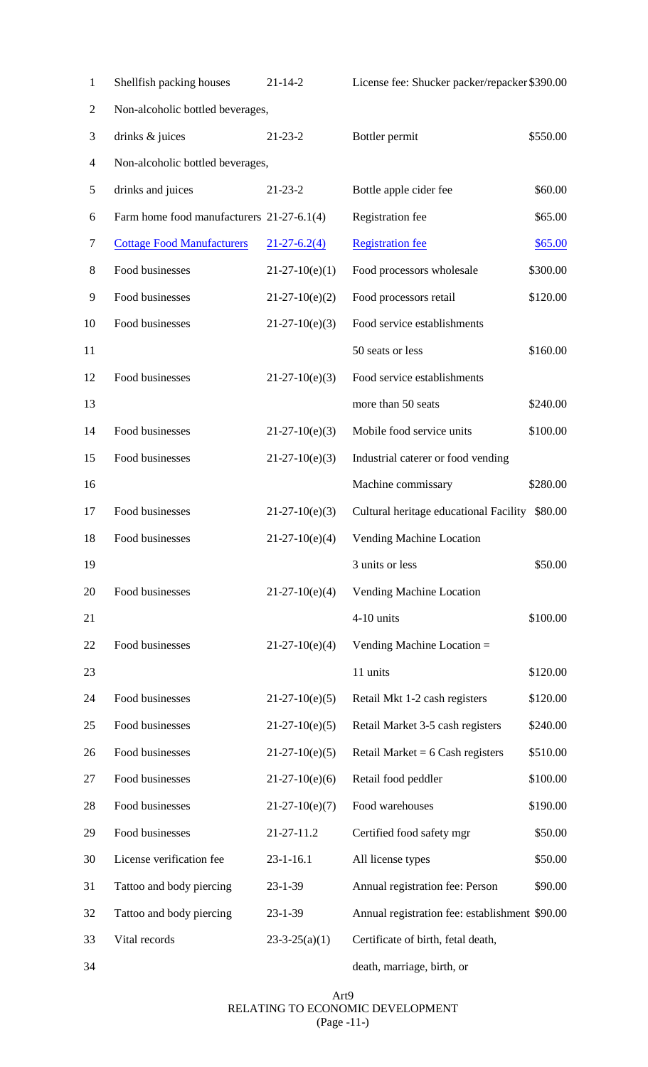| | | | |
|---|---|---|---|
| Shellfish packing houses | 21-14-2 | License fee: Shucker packer/repacker | $390.00 |
| Non-alcoholic bottled beverages, drinks & juices | 21-23-2 | Bottler permit | $550.00 |
| Non-alcoholic bottled beverages, drinks and juices | 21-23-2 | Bottle apple cider fee | $60.00 |
| Farm home food manufacturers | 21-27-6.1(4) | Registration fee | $65.00 |
| Cottage Food Manufacturers | 21-27-6.2(4) | Registration fee | $65.00 |
| Food businesses | 21-27-10(e)(1) | Food processors wholesale | $300.00 |
| Food businesses | 21-27-10(e)(2) | Food processors retail | $120.00 |
| Food businesses | 21-27-10(e)(3) | Food service establishments 50 seats or less | $160.00 |
| Food businesses | 21-27-10(e)(3) | Food service establishments more than 50 seats | $240.00 |
| Food businesses | 21-27-10(e)(3) | Mobile food service units | $100.00 |
| Food businesses | 21-27-10(e)(3) | Industrial caterer or food vending Machine commissary | $280.00 |
| Food businesses | 21-27-10(e)(3) | Cultural heritage educational Facility | $80.00 |
| Food businesses | 21-27-10(e)(4) | Vending Machine Location 3 units or less | $50.00 |
| Food businesses | 21-27-10(e)(4) | Vending Machine Location 4-10 units | $100.00 |
| Food businesses | 21-27-10(e)(4) | Vending Machine Location = 11 units | $120.00 |
| Food businesses | 21-27-10(e)(5) | Retail Mkt 1-2 cash registers | $120.00 |
| Food businesses | 21-27-10(e)(5) | Retail Market 3-5 cash registers | $240.00 |
| Food businesses | 21-27-10(e)(5) | Retail Market = 6 Cash registers | $510.00 |
| Food businesses | 21-27-10(e)(6) | Retail food peddler | $100.00 |
| Food businesses | 21-27-10(e)(7) | Food warehouses | $190.00 |
| Food businesses | 21-27-11.2 | Certified food safety mgr | $50.00 |
| License verification fee | 23-1-16.1 | All license types | $50.00 |
| Tattoo and body piercing | 23-1-39 | Annual registration fee: Person | $90.00 |
| Tattoo and body piercing | 23-1-39 | Annual registration fee: establishment | $90.00 |
| Vital records | 23-3-25(a)(1) | Certificate of birth, fetal death, death, marriage, birth, or | |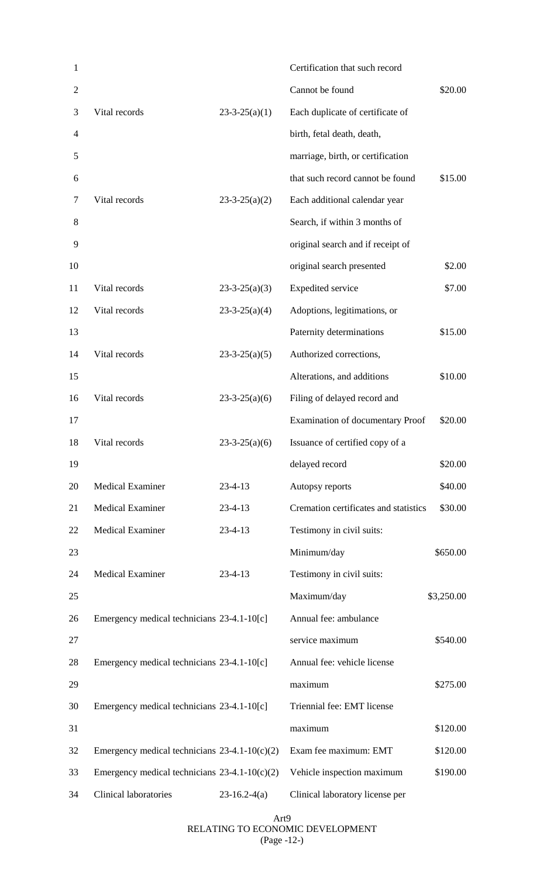| | | | |
|---|---|---|---|
| | | Certification that such record Cannot be found | $20.00 |
| Vital records | 23-3-25(a)(1) | Each duplicate of certificate of birth, fetal death, death, marriage, birth, or certification that such record cannot be found | $15.00 |
| Vital records | 23-3-25(a)(2) | Each additional calendar year Search, if within 3 months of original search and if receipt of original search presented | $2.00 |
| Vital records | 23-3-25(a)(3) | Expedited service | $7.00 |
| Vital records | 23-3-25(a)(4) | Adoptions, legitimations, or Paternity determinations | $15.00 |
| Vital records | 23-3-25(a)(5) | Authorized corrections, Alterations, and additions | $10.00 |
| Vital records | 23-3-25(a)(6) | Filing of delayed record and Examination of documentary Proof | $20.00 |
| Vital records | 23-3-25(a)(6) | Issuance of certified copy of a delayed record | $20.00 |
| Medical Examiner | 23-4-13 | Autopsy reports | $40.00 |
| Medical Examiner | 23-4-13 | Cremation certificates and statistics | $30.00 |
| Medical Examiner | 23-4-13 | Testimony in civil suits: Minimum/day | $650.00 |
| Medical Examiner | 23-4-13 | Testimony in civil suits: Maximum/day | $3,250.00 |
| Emergency medical technicians | 23-4.1-10[c] | Annual fee: ambulance service maximum | $540.00 |
| Emergency medical technicians | 23-4.1-10[c] | Annual fee: vehicle license maximum | $275.00 |
| Emergency medical technicians | 23-4.1-10[c] | Triennial fee: EMT license maximum | $120.00 |
| Emergency medical technicians | 23-4.1-10(c)(2) | Exam fee maximum: EMT | $120.00 |
| Emergency medical technicians | 23-4.1-10(c)(2) | Vehicle inspection maximum | $190.00 |
| Clinical laboratories | 23-16.2-4(a) | Clinical laboratory license per | |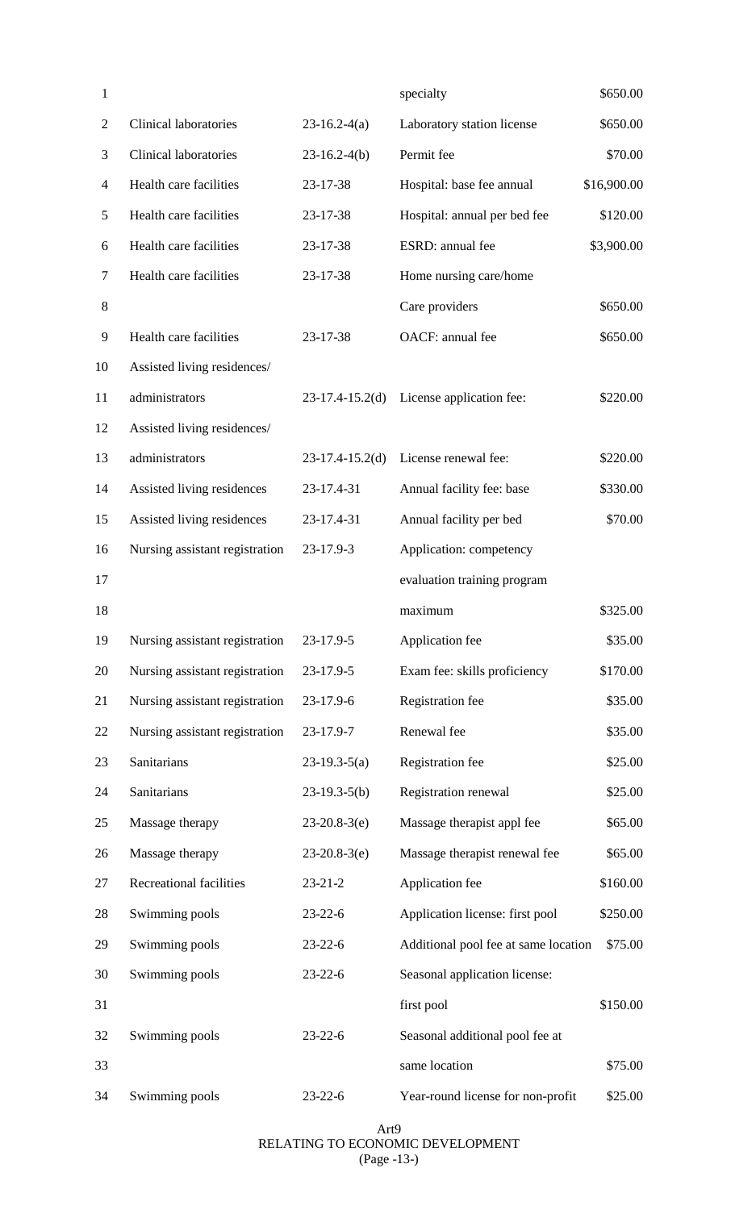| | | | |
|---|---|---|---|
| | | specialty | $650.00 |
| Clinical laboratories | 23-16.2-4(a) | Laboratory station license | $650.00 |
| Clinical laboratories | 23-16.2-4(b) | Permit fee | $70.00 |
| Health care facilities | 23-17-38 | Hospital: base fee annual | $16,900.00 |
| Health care facilities | 23-17-38 | Hospital: annual per bed fee | $120.00 |
| Health care facilities | 23-17-38 | ESRD: annual fee | $3,900.00 |
| Health care facilities | 23-17-38 | Home nursing care/home Care providers | $650.00 |
| Health care facilities | 23-17-38 | OACF: annual fee | $650.00 |
| Assisted living residences/ administrators | 23-17.4-15.2(d) | License application fee: | $220.00 |
| Assisted living residences/ administrators | 23-17.4-15.2(d) | License renewal fee: | $220.00 |
| Assisted living residences | 23-17.4-31 | Annual facility fee: base | $330.00 |
| Assisted living residences | 23-17.4-31 | Annual facility per bed | $70.00 |
| Nursing assistant registration | 23-17.9-3 | Application: competency evaluation training program maximum | $325.00 |
| Nursing assistant registration | 23-17.9-5 | Application fee | $35.00 |
| Nursing assistant registration | 23-17.9-5 | Exam fee: skills proficiency | $170.00 |
| Nursing assistant registration | 23-17.9-6 | Registration fee | $35.00 |
| Nursing assistant registration | 23-17.9-7 | Renewal fee | $35.00 |
| Sanitarians | 23-19.3-5(a) | Registration fee | $25.00 |
| Sanitarians | 23-19.3-5(b) | Registration renewal | $25.00 |
| Massage therapy | 23-20.8-3(e) | Massage therapist appl fee | $65.00 |
| Massage therapy | 23-20.8-3(e) | Massage therapist renewal fee | $65.00 |
| Recreational facilities | 23-21-2 | Application fee | $160.00 |
| Swimming pools | 23-22-6 | Application license: first pool | $250.00 |
| Swimming pools | 23-22-6 | Additional pool fee at same location | $75.00 |
| Swimming pools | 23-22-6 | Seasonal application license: first pool | $150.00 |
| Swimming pools | 23-22-6 | Seasonal additional pool fee at same location | $75.00 |
| Swimming pools | 23-22-6 | Year-round license for non-profit | $25.00 |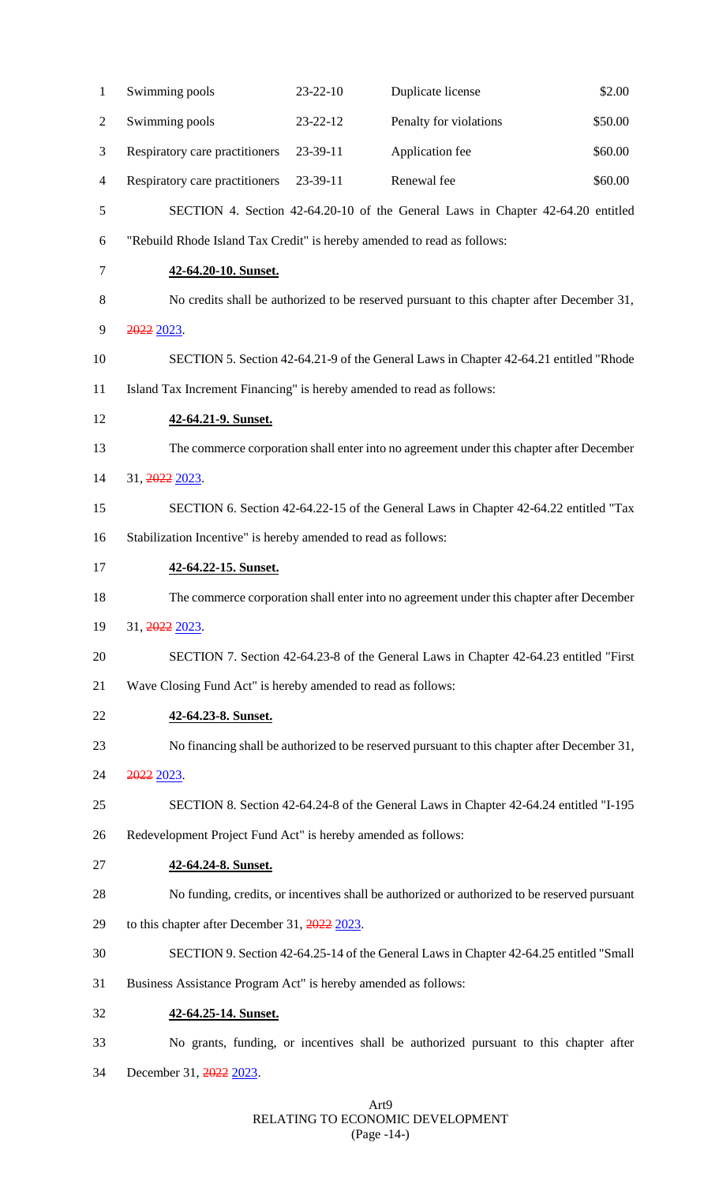| Swimming pools | 23-22-10 | Duplicate license | $2.00 |
|---|---|---|---|
| Swimming pools | 23-22-12 | Penalty for violations | $50.00 |
| Respiratory care practitioners | 23-39-11 | Application fee | $60.00 |
| Respiratory care practitioners | 23-39-11 | Renewal fee | $60.00 |

SECTION 4. Section 42-64.20-10 of the General Laws in Chapter 42-64.20 entitled "Rebuild Rhode Island Tax Credit" is hereby amended to read as follows:

**42-64.20-10. Sunset.**

No credits shall be authorized to be reserved pursuant to this chapter after December 31, ~~2022~~ 2023.

SECTION 5. Section 42-64.21-9 of the General Laws in Chapter 42-64.21 entitled "Rhode Island Tax Increment Financing" is hereby amended to read as follows:

**42-64.21-9. Sunset.**

The commerce corporation shall enter into no agreement under this chapter after December 31, ~~2022~~ 2023.

SECTION 6. Section 42-64.22-15 of the General Laws in Chapter 42-64.22 entitled "Tax Stabilization Incentive" is hereby amended to read as follows:

**42-64.22-15. Sunset.**

The commerce corporation shall enter into no agreement under this chapter after December 31, ~~2022~~ 2023.

SECTION 7. Section 42-64.23-8 of the General Laws in Chapter 42-64.23 entitled "First Wave Closing Fund Act" is hereby amended to read as follows:

**42-64.23-8. Sunset.**

No financing shall be authorized to be reserved pursuant to this chapter after December 31, ~~2022~~ 2023.

SECTION 8. Section 42-64.24-8 of the General Laws in Chapter 42-64.24 entitled "I-195 Redevelopment Project Fund Act" is hereby amended as follows:

**42-64.24-8. Sunset.**

No funding, credits, or incentives shall be authorized or authorized to be reserved pursuant to this chapter after December 31, ~~2022~~ 2023.

SECTION 9. Section 42-64.25-14 of the General Laws in Chapter 42-64.25 entitled "Small Business Assistance Program Act" is hereby amended as follows:

**42-64.25-14. Sunset.**

No grants, funding, or incentives shall be authorized pursuant to this chapter after December 31, ~~2022~~ 2023.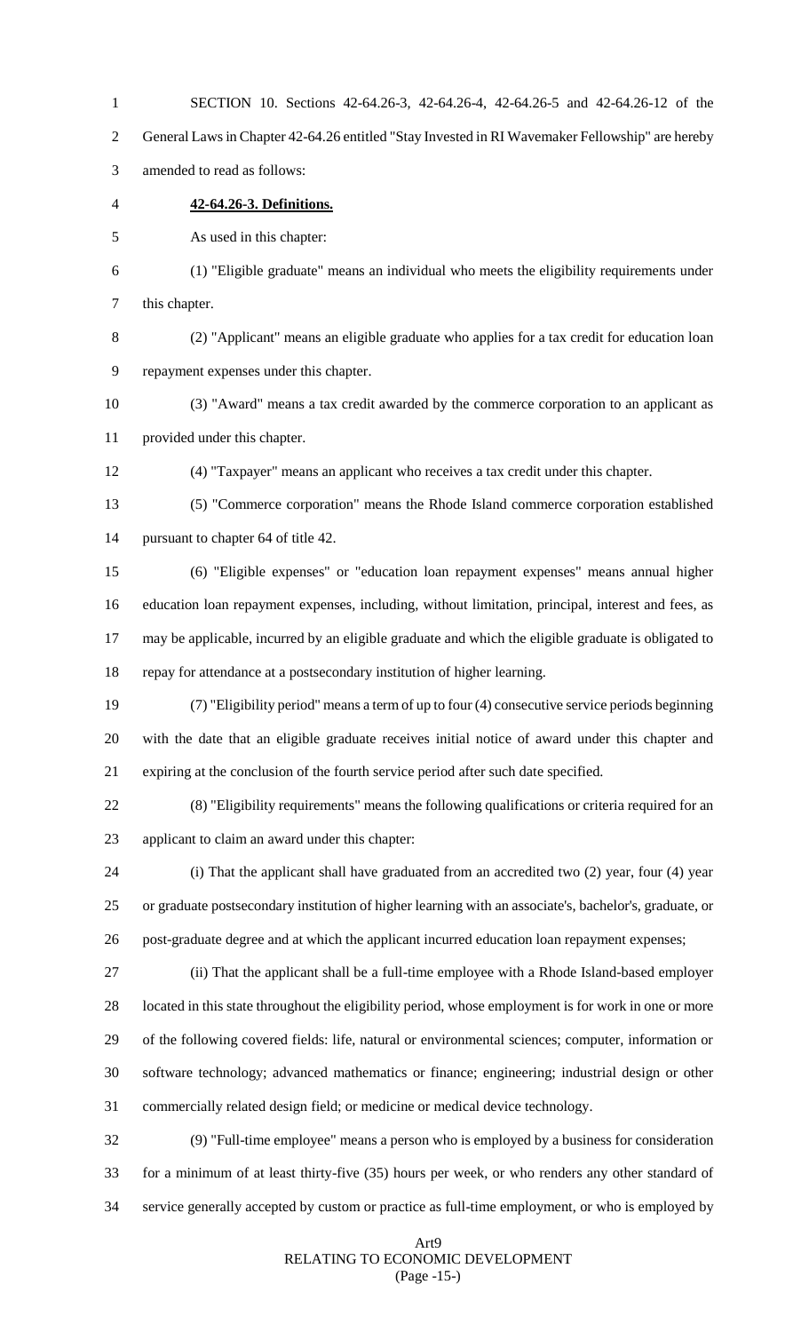SECTION 10. Sections 42-64.26-3, 42-64.26-4, 42-64.26-5 and 42-64.26-12 of the General Laws in Chapter 42-64.26 entitled "Stay Invested in RI Wavemaker Fellowship" are hereby amended to read as follows:

**42-64.26-3. Definitions.**

As used in this chapter:

(1) "Eligible graduate" means an individual who meets the eligibility requirements under this chapter.

(2) "Applicant" means an eligible graduate who applies for a tax credit for education loan repayment expenses under this chapter.

(3) "Award" means a tax credit awarded by the commerce corporation to an applicant as provided under this chapter.

(4) "Taxpayer" means an applicant who receives a tax credit under this chapter.

(5) "Commerce corporation" means the Rhode Island commerce corporation established pursuant to chapter 64 of title 42.

(6) "Eligible expenses" or "education loan repayment expenses" means annual higher education loan repayment expenses, including, without limitation, principal, interest and fees, as may be applicable, incurred by an eligible graduate and which the eligible graduate is obligated to repay for attendance at a postsecondary institution of higher learning.

(7) "Eligibility period" means a term of up to four (4) consecutive service periods beginning with the date that an eligible graduate receives initial notice of award under this chapter and expiring at the conclusion of the fourth service period after such date specified.

(8) "Eligibility requirements" means the following qualifications or criteria required for an applicant to claim an award under this chapter:

(i) That the applicant shall have graduated from an accredited two (2) year, four (4) year or graduate postsecondary institution of higher learning with an associate's, bachelor's, graduate, or post-graduate degree and at which the applicant incurred education loan repayment expenses;

(ii) That the applicant shall be a full-time employee with a Rhode Island-based employer located in this state throughout the eligibility period, whose employment is for work in one or more of the following covered fields: life, natural or environmental sciences; computer, information or software technology; advanced mathematics or finance; engineering; industrial design or other commercially related design field; or medicine or medical device technology.

(9) "Full-time employee" means a person who is employed by a business for consideration for a minimum of at least thirty-five (35) hours per week, or who renders any other standard of service generally accepted by custom or practice as full-time employment, or who is employed by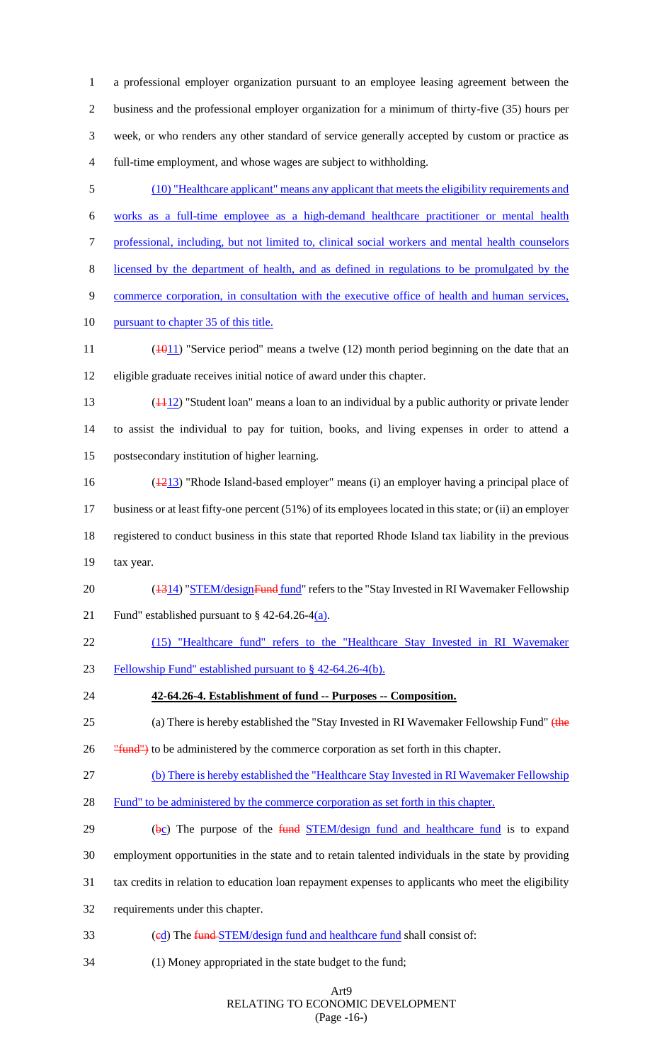a professional employer organization pursuant to an employee leasing agreement between the business and the professional employer organization for a minimum of thirty-five (35) hours per week, or who renders any other standard of service generally accepted by custom or practice as full-time employment, and whose wages are subject to withholding.

(10) "Healthcare applicant" means any applicant that meets the eligibility requirements and works as a full-time employee as a high-demand healthcare practitioner or mental health professional, including, but not limited to, clinical social workers and mental health counselors licensed by the department of health, and as defined in regulations to be promulgated by the commerce corporation, in consultation with the executive office of health and human services, pursuant to chapter 35 of this title.

(1011) "Service period" means a twelve (12) month period beginning on the date that an eligible graduate receives initial notice of award under this chapter.

(1112) "Student loan" means a loan to an individual by a public authority or private lender to assist the individual to pay for tuition, books, and living expenses in order to attend a postsecondary institution of higher learning.

(1213) "Rhode Island-based employer" means (i) an employer having a principal place of business or at least fifty-one percent (51%) of its employees located in this state; or (ii) an employer registered to conduct business in this state that reported Rhode Island tax liability in the previous tax year.

(1314) "STEM/designFund fund" refers to the "Stay Invested in RI Wavemaker Fellowship Fund" established pursuant to § 42-64.26-4(a).

(15) "Healthcare fund" refers to the "Healthcare Stay Invested in RI Wavemaker Fellowship Fund" established pursuant to § 42-64.26-4(b).

**42-64.26-4. Establishment of fund -- Purposes -- Composition.**

(a) There is hereby established the "Stay Invested in RI Wavemaker Fellowship Fund" (the "fund") to be administered by the commerce corporation as set forth in this chapter.

(b) There is hereby established the "Healthcare Stay Invested in RI Wavemaker Fellowship Fund" to be administered by the commerce corporation as set forth in this chapter.

(bc) The purpose of the fund STEM/design fund and healthcare fund is to expand employment opportunities in the state and to retain talented individuals in the state by providing tax credits in relation to education loan repayment expenses to applicants who meet the eligibility requirements under this chapter.

(cd) The fund STEM/design fund and healthcare fund shall consist of:

(1) Money appropriated in the state budget to the fund;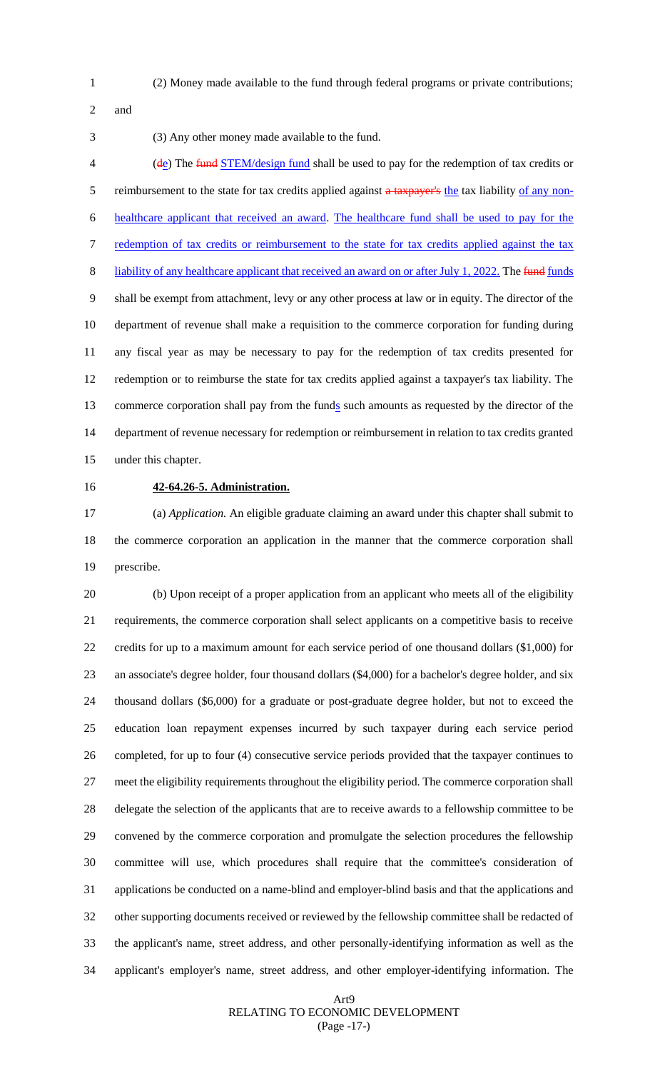(2) Money made available to the fund through federal programs or private contributions; and

(3) Any other money made available to the fund.

(de) The fund STEM/design fund shall be used to pay for the redemption of tax credits or reimbursement to the state for tax credits applied against a taxpayer's the tax liability of any non-healthcare applicant that received an award. The healthcare fund shall be used to pay for the redemption of tax credits or reimbursement to the state for tax credits applied against the tax liability of any healthcare applicant that received an award on or after July 1, 2022. The fund funds shall be exempt from attachment, levy or any other process at law or in equity. The director of the department of revenue shall make a requisition to the commerce corporation for funding during any fiscal year as may be necessary to pay for the redemption of tax credits presented for redemption or to reimburse the state for tax credits applied against a taxpayer's tax liability. The commerce corporation shall pay from the funds such amounts as requested by the director of the department of revenue necessary for redemption or reimbursement in relation to tax credits granted under this chapter.

**42-64.26-5. Administration.**

(a) *Application.* An eligible graduate claiming an award under this chapter shall submit to the commerce corporation an application in the manner that the commerce corporation shall prescribe.

(b) Upon receipt of a proper application from an applicant who meets all of the eligibility requirements, the commerce corporation shall select applicants on a competitive basis to receive credits for up to a maximum amount for each service period of one thousand dollars ($1,000) for an associate's degree holder, four thousand dollars ($4,000) for a bachelor's degree holder, and six thousand dollars ($6,000) for a graduate or post-graduate degree holder, but not to exceed the education loan repayment expenses incurred by such taxpayer during each service period completed, for up to four (4) consecutive service periods provided that the taxpayer continues to meet the eligibility requirements throughout the eligibility period. The commerce corporation shall delegate the selection of the applicants that are to receive awards to a fellowship committee to be convened by the commerce corporation and promulgate the selection procedures the fellowship committee will use, which procedures shall require that the committee's consideration of applications be conducted on a name-blind and employer-blind basis and that the applications and other supporting documents received or reviewed by the fellowship committee shall be redacted of the applicant's name, street address, and other personally-identifying information as well as the applicant's employer's name, street address, and other employer-identifying information. The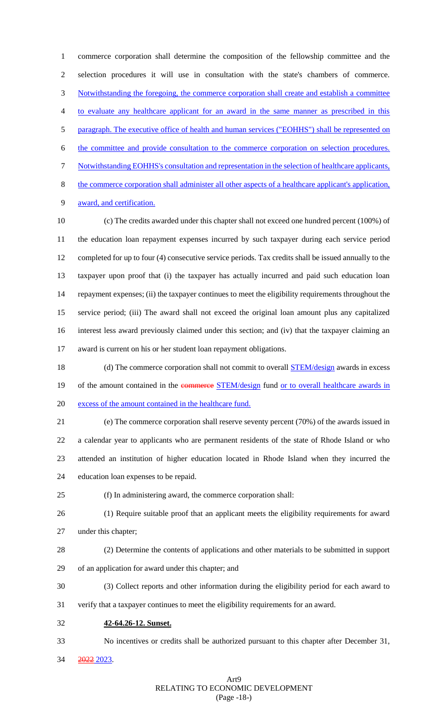commerce corporation shall determine the composition of the fellowship committee and the selection procedures it will use in consultation with the state's chambers of commerce. Notwithstanding the foregoing, the commerce corporation shall create and establish a committee to evaluate any healthcare applicant for an award in the same manner as prescribed in this paragraph. The executive office of health and human services ("EOHHS") shall be represented on the committee and provide consultation to the commerce corporation on selection procedures. Notwithstanding EOHHS's consultation and representation in the selection of healthcare applicants, the commerce corporation shall administer all other aspects of a healthcare applicant's application, award, and certification.

(c) The credits awarded under this chapter shall not exceed one hundred percent (100%) of the education loan repayment expenses incurred by such taxpayer during each service period completed for up to four (4) consecutive service periods. Tax credits shall be issued annually to the taxpayer upon proof that (i) the taxpayer has actually incurred and paid such education loan repayment expenses; (ii) the taxpayer continues to meet the eligibility requirements throughout the service period; (iii) The award shall not exceed the original loan amount plus any capitalized interest less award previously claimed under this section; and (iv) that the taxpayer claiming an award is current on his or her student loan repayment obligations.

(d) The commerce corporation shall not commit to overall STEM/design awards in excess of the amount contained in the ~~commerce~~ STEM/design fund or to overall healthcare awards in excess of the amount contained in the healthcare fund.

(e) The commerce corporation shall reserve seventy percent (70%) of the awards issued in a calendar year to applicants who are permanent residents of the state of Rhode Island or who attended an institution of higher education located in Rhode Island when they incurred the education loan expenses to be repaid.

(f) In administering award, the commerce corporation shall:

(1) Require suitable proof that an applicant meets the eligibility requirements for award under this chapter;

(2) Determine the contents of applications and other materials to be submitted in support of an application for award under this chapter; and

(3) Collect reports and other information during the eligibility period for each award to verify that a taxpayer continues to meet the eligibility requirements for an award.

**42-64.26-12. Sunset.**

No incentives or credits shall be authorized pursuant to this chapter after December 31, ~~2022~~ 2023.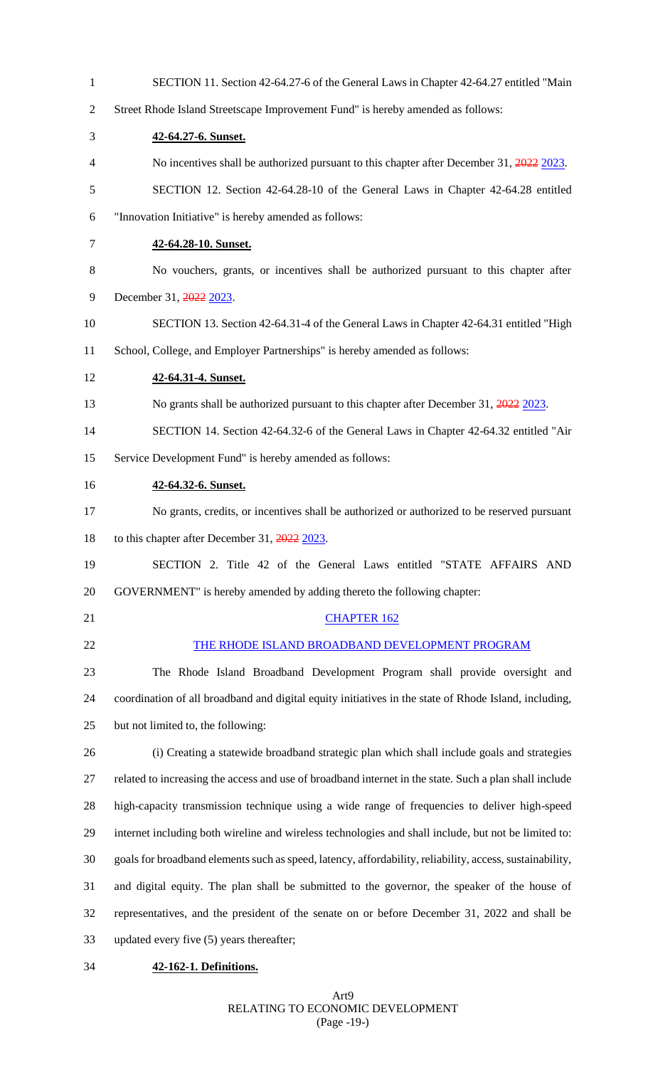SECTION 11. Section 42-64.27-6 of the General Laws in Chapter 42-64.27 entitled "Main Street Rhode Island Streetscape Improvement Fund" is hereby amended as follows:

**42-64.27-6. Sunset.**

No incentives shall be authorized pursuant to this chapter after December 31, ~~2022~~ 2023.

SECTION 12. Section 42-64.28-10 of the General Laws in Chapter 42-64.28 entitled "Innovation Initiative" is hereby amended as follows:

**42-64.28-10. Sunset.**

No vouchers, grants, or incentives shall be authorized pursuant to this chapter after December 31, ~~2022~~ 2023.

SECTION 13. Section 42-64.31-4 of the General Laws in Chapter 42-64.31 entitled "High School, College, and Employer Partnerships" is hereby amended as follows:

**42-64.31-4. Sunset.**

No grants shall be authorized pursuant to this chapter after December 31, ~~2022~~ 2023.

SECTION 14. Section 42-64.32-6 of the General Laws in Chapter 42-64.32 entitled "Air Service Development Fund" is hereby amended as follows:

**42-64.32-6. Sunset.**

No grants, credits, or incentives shall be authorized or authorized to be reserved pursuant to this chapter after December 31, ~~2022~~ 2023.

SECTION 2. Title 42 of the General Laws entitled "STATE AFFAIRS AND GOVERNMENT" is hereby amended by adding thereto the following chapter:

CHAPTER 162

THE RHODE ISLAND BROADBAND DEVELOPMENT PROGRAM

The Rhode Island Broadband Development Program shall provide oversight and coordination of all broadband and digital equity initiatives in the state of Rhode Island, including, but not limited to, the following:

(i) Creating a statewide broadband strategic plan which shall include goals and strategies related to increasing the access and use of broadband internet in the state. Such a plan shall include high-capacity transmission technique using a wide range of frequencies to deliver high-speed internet including both wireline and wireless technologies and shall include, but not be limited to: goals for broadband elements such as speed, latency, affordability, reliability, access, sustainability, and digital equity. The plan shall be submitted to the governor, the speaker of the house of representatives, and the president of the senate on or before December 31, 2022 and shall be updated every five (5) years thereafter;

**42-162-1. Definitions.**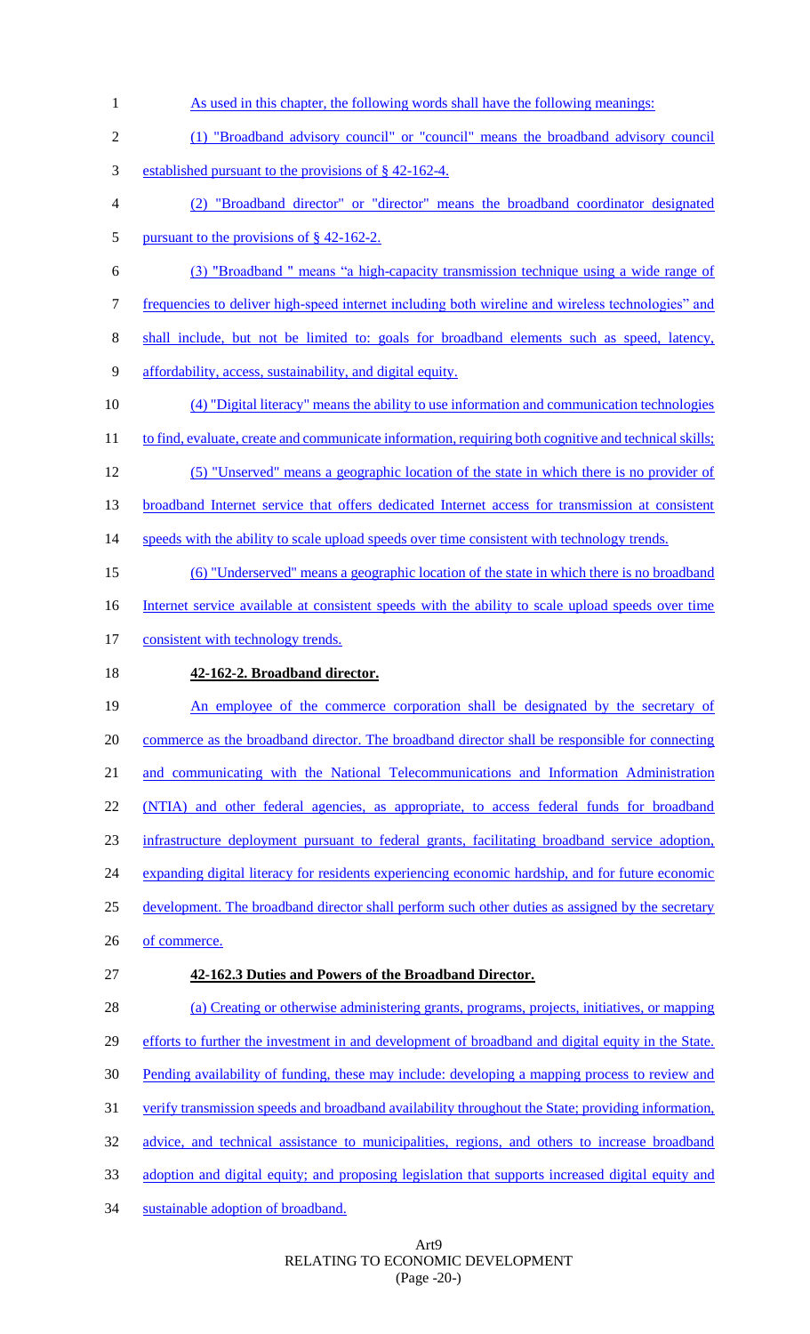As used in this chapter, the following words shall have the following meanings:

(1) "Broadband advisory council" or "council" means the broadband advisory council established pursuant to the provisions of § 42-162-4.

(2) "Broadband director" or "director" means the broadband coordinator designated pursuant to the provisions of § 42-162-2.

(3) "Broadband " means "a high-capacity transmission technique using a wide range of frequencies to deliver high-speed internet including both wireline and wireless technologies" and shall include, but not be limited to: goals for broadband elements such as speed, latency, affordability, access, sustainability, and digital equity.

(4) "Digital literacy" means the ability to use information and communication technologies to find, evaluate, create and communicate information, requiring both cognitive and technical skills;

(5) "Unserved" means a geographic location of the state in which there is no provider of broadband Internet service that offers dedicated Internet access for transmission at consistent speeds with the ability to scale upload speeds over time consistent with technology trends.

(6) "Underserved" means a geographic location of the state in which there is no broadband Internet service available at consistent speeds with the ability to scale upload speeds over time consistent with technology trends.

**42-162-2. Broadband director.**

An employee of the commerce corporation shall be designated by the secretary of commerce as the broadband director. The broadband director shall be responsible for connecting and communicating with the National Telecommunications and Information Administration (NTIA) and other federal agencies, as appropriate, to access federal funds for broadband infrastructure deployment pursuant to federal grants, facilitating broadband service adoption, expanding digital literacy for residents experiencing economic hardship, and for future economic development. The broadband director shall perform such other duties as assigned by the secretary of commerce.

**42-162.3 Duties and Powers of the Broadband Director.**

(a) Creating or otherwise administering grants, programs, projects, initiatives, or mapping efforts to further the investment in and development of broadband and digital equity in the State. Pending availability of funding, these may include: developing a mapping process to review and verify transmission speeds and broadband availability throughout the State; providing information, advice, and technical assistance to municipalities, regions, and others to increase broadband adoption and digital equity; and proposing legislation that supports increased digital equity and sustainable adoption of broadband.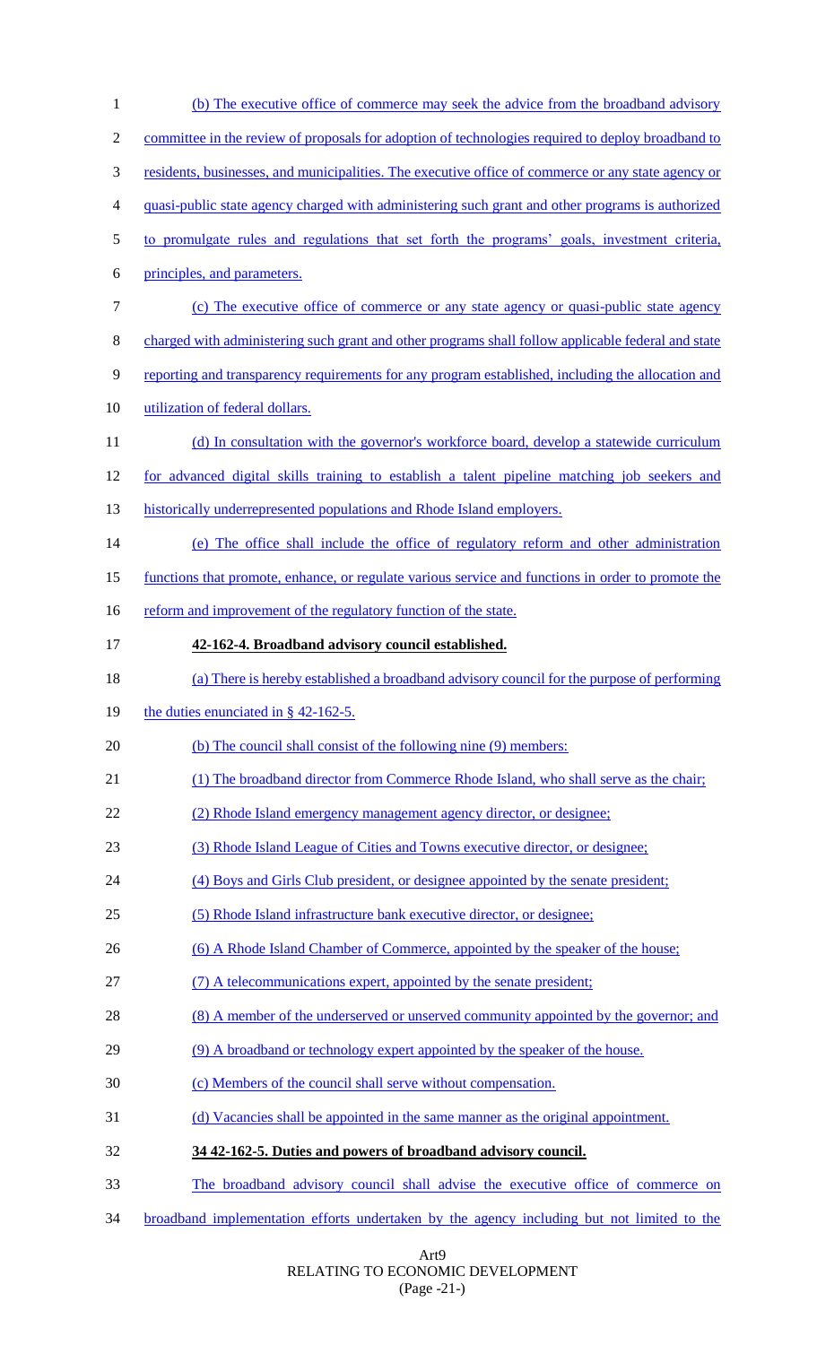(b) The executive office of commerce may seek the advice from the broadband advisory committee in the review of proposals for adoption of technologies required to deploy broadband to residents, businesses, and municipalities. The executive office of commerce or any state agency or quasi-public state agency charged with administering such grant and other programs is authorized to promulgate rules and regulations that set forth the programs' goals, investment criteria, principles, and parameters.

(c) The executive office of commerce or any state agency or quasi-public state agency charged with administering such grant and other programs shall follow applicable federal and state reporting and transparency requirements for any program established, including the allocation and utilization of federal dollars.

(d) In consultation with the governor's workforce board, develop a statewide curriculum for advanced digital skills training to establish a talent pipeline matching job seekers and historically underrepresented populations and Rhode Island employers.

(e) The office shall include the office of regulatory reform and other administration functions that promote, enhance, or regulate various service and functions in order to promote the reform and improvement of the regulatory function of the state.

**42-162-4. Broadband advisory council established.**

(a) There is hereby established a broadband advisory council for the purpose of performing the duties enunciated in § 42-162-5.

(b) The council shall consist of the following nine (9) members:

(1) The broadband director from Commerce Rhode Island, who shall serve as the chair;

(2) Rhode Island emergency management agency director, or designee;

(3) Rhode Island League of Cities and Towns executive director, or designee;

(4) Boys and Girls Club president, or designee appointed by the senate president;

(5) Rhode Island infrastructure bank executive director, or designee;

(6) A Rhode Island Chamber of Commerce, appointed by the speaker of the house;

(7) A telecommunications expert, appointed by the senate president;

(8) A member of the underserved or unserved community appointed by the governor; and

(9) A broadband or technology expert appointed by the speaker of the house.

(c) Members of the council shall serve without compensation.

(d) Vacancies shall be appointed in the same manner as the original appointment.

**34 42-162-5. Duties and powers of broadband advisory council.**

The broadband advisory council shall advise the executive office of commerce on broadband implementation efforts undertaken by the agency including but not limited to the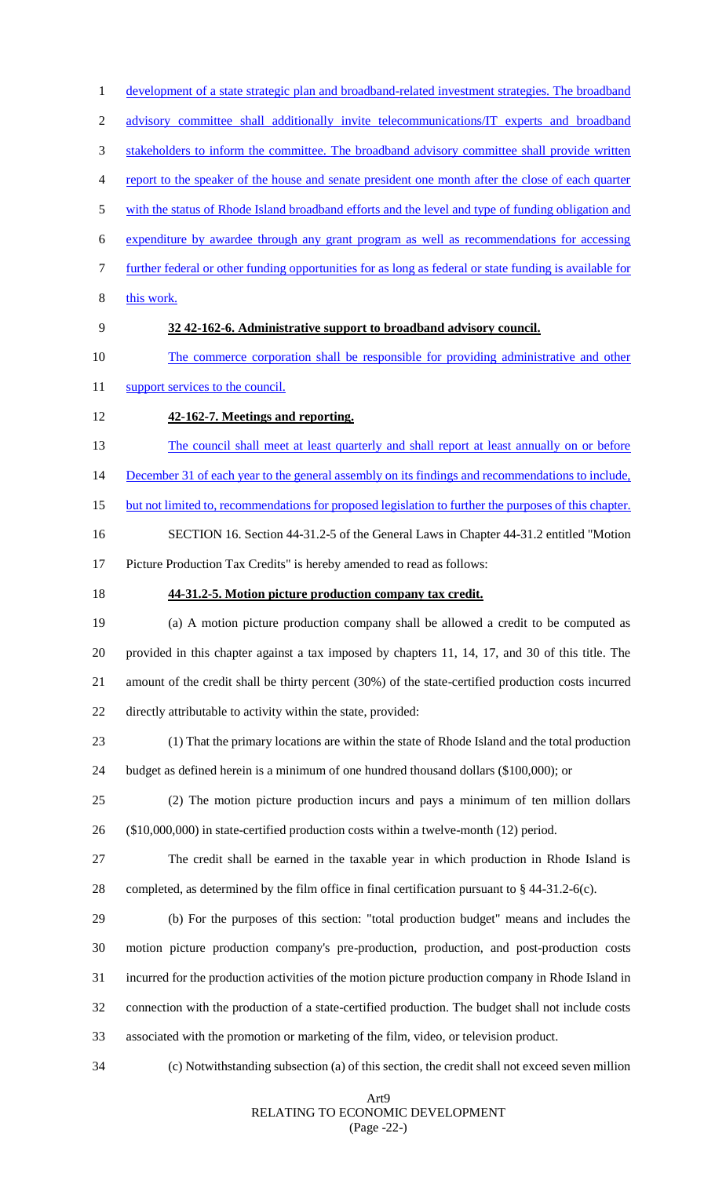development of a state strategic plan and broadband-related investment strategies. The broadband advisory committee shall additionally invite telecommunications/IT experts and broadband stakeholders to inform the committee. The broadband advisory committee shall provide written report to the speaker of the house and senate president one month after the close of each quarter with the status of Rhode Island broadband efforts and the level and type of funding obligation and expenditure by awardee through any grant program as well as recommendations for accessing further federal or other funding opportunities for as long as federal or state funding is available for this work.

**32 42-162-6. Administrative support to broadband advisory council.**

The commerce corporation shall be responsible for providing administrative and other support services to the council.

**42-162-7. Meetings and reporting.**

The council shall meet at least quarterly and shall report at least annually on or before December 31 of each year to the general assembly on its findings and recommendations to include, but not limited to, recommendations for proposed legislation to further the purposes of this chapter.

SECTION 16. Section 44-31.2-5 of the General Laws in Chapter 44-31.2 entitled "Motion Picture Production Tax Credits" is hereby amended to read as follows:

**44-31.2-5. Motion picture production company tax credit.**

(a) A motion picture production company shall be allowed a credit to be computed as provided in this chapter against a tax imposed by chapters 11, 14, 17, and 30 of this title. The amount of the credit shall be thirty percent (30%) of the state-certified production costs incurred directly attributable to activity within the state, provided:

(1) That the primary locations are within the state of Rhode Island and the total production budget as defined herein is a minimum of one hundred thousand dollars ($100,000); or

(2) The motion picture production incurs and pays a minimum of ten million dollars ($10,000,000) in state-certified production costs within a twelve-month (12) period.

The credit shall be earned in the taxable year in which production in Rhode Island is completed, as determined by the film office in final certification pursuant to § 44-31.2-6(c).

(b) For the purposes of this section: "total production budget" means and includes the motion picture production company's pre-production, production, and post-production costs incurred for the production activities of the motion picture production company in Rhode Island in connection with the production of a state-certified production. The budget shall not include costs associated with the promotion or marketing of the film, video, or television product.

(c) Notwithstanding subsection (a) of this section, the credit shall not exceed seven million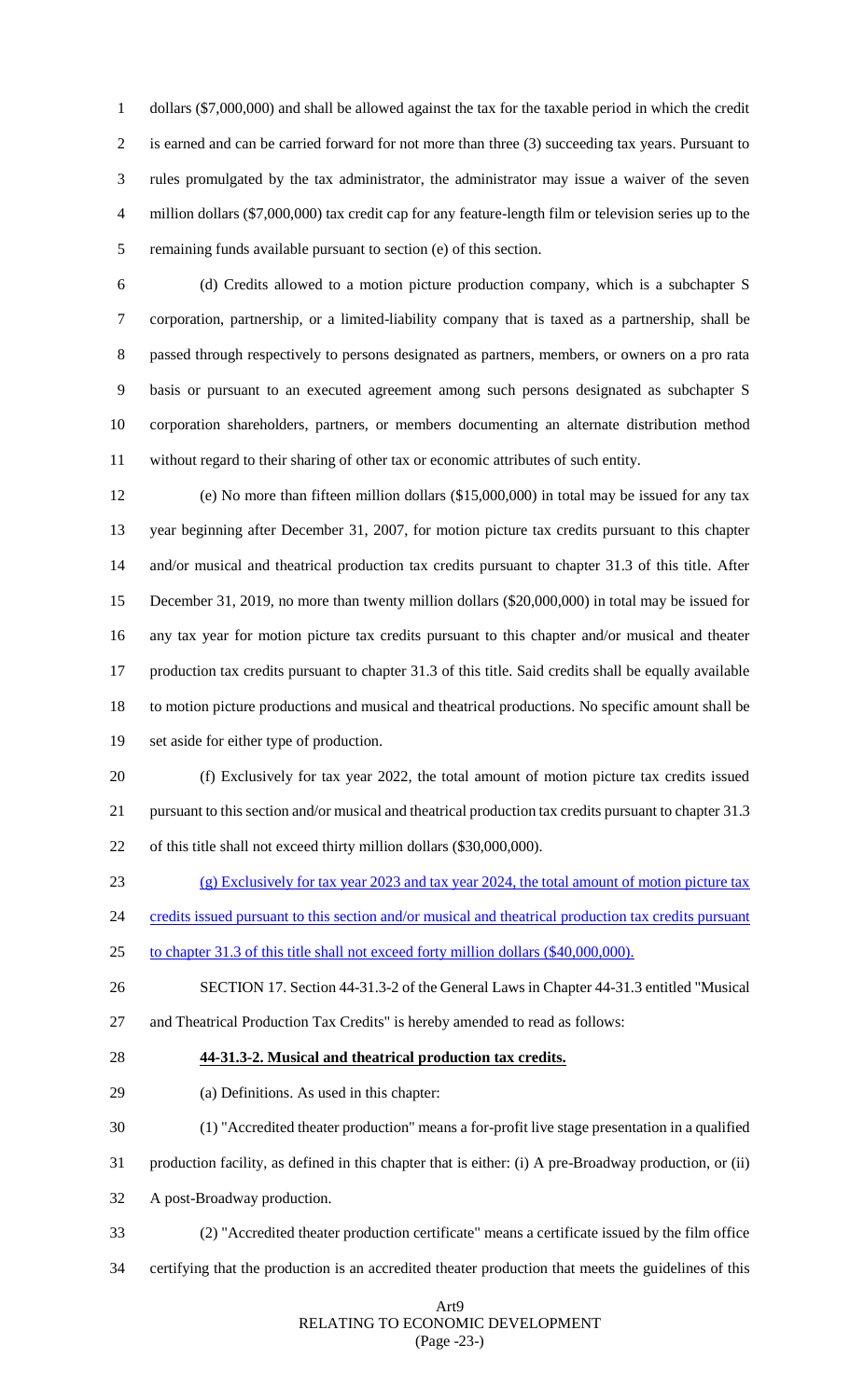dollars ($7,000,000) and shall be allowed against the tax for the taxable period in which the credit is earned and can be carried forward for not more than three (3) succeeding tax years. Pursuant to rules promulgated by the tax administrator, the administrator may issue a waiver of the seven million dollars ($7,000,000) tax credit cap for any feature-length film or television series up to the remaining funds available pursuant to section (e) of this section.

(d) Credits allowed to a motion picture production company, which is a subchapter S corporation, partnership, or a limited-liability company that is taxed as a partnership, shall be passed through respectively to persons designated as partners, members, or owners on a pro rata basis or pursuant to an executed agreement among such persons designated as subchapter S corporation shareholders, partners, or members documenting an alternate distribution method without regard to their sharing of other tax or economic attributes of such entity.

(e) No more than fifteen million dollars ($15,000,000) in total may be issued for any tax year beginning after December 31, 2007, for motion picture tax credits pursuant to this chapter and/or musical and theatrical production tax credits pursuant to chapter 31.3 of this title. After December 31, 2019, no more than twenty million dollars ($20,000,000) in total may be issued for any tax year for motion picture tax credits pursuant to this chapter and/or musical and theater production tax credits pursuant to chapter 31.3 of this title. Said credits shall be equally available to motion picture productions and musical and theatrical productions. No specific amount shall be set aside for either type of production.

(f) Exclusively for tax year 2022, the total amount of motion picture tax credits issued pursuant to this section and/or musical and theatrical production tax credits pursuant to chapter 31.3 of this title shall not exceed thirty million dollars ($30,000,000).

(g) Exclusively for tax year 2023 and tax year 2024, the total amount of motion picture tax credits issued pursuant to this section and/or musical and theatrical production tax credits pursuant to chapter 31.3 of this title shall not exceed forty million dollars ($40,000,000).

SECTION 17. Section 44-31.3-2 of the General Laws in Chapter 44-31.3 entitled "Musical and Theatrical Production Tax Credits" is hereby amended to read as follows:

**44-31.3-2. Musical and theatrical production tax credits.**

(a) Definitions. As used in this chapter:

(1) "Accredited theater production" means a for-profit live stage presentation in a qualified production facility, as defined in this chapter that is either: (i) A pre-Broadway production, or (ii) A post-Broadway production.

(2) "Accredited theater production certificate" means a certificate issued by the film office certifying that the production is an accredited theater production that meets the guidelines of this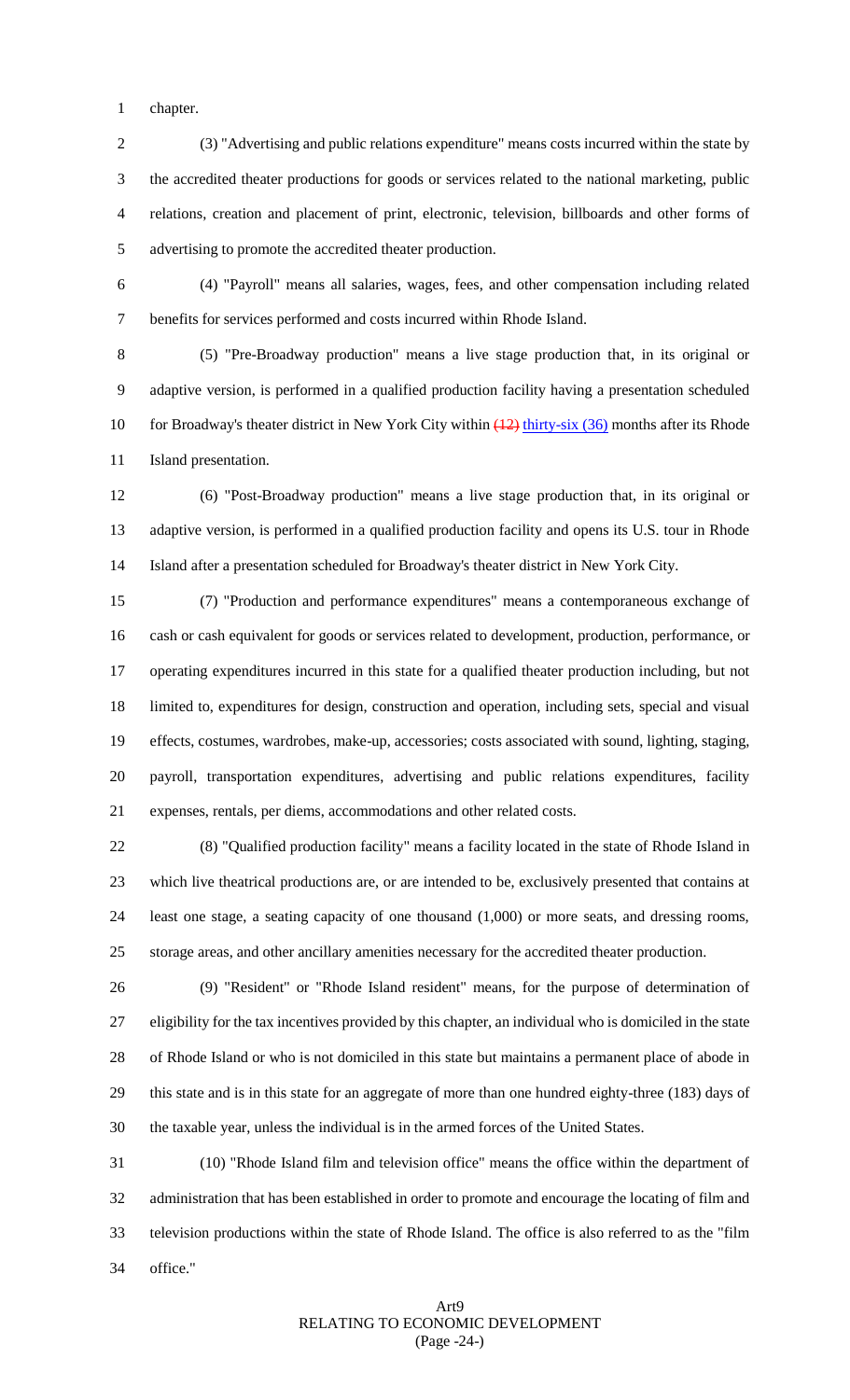chapter.

(3) "Advertising and public relations expenditure" means costs incurred within the state by the accredited theater productions for goods or services related to the national marketing, public relations, creation and placement of print, electronic, television, billboards and other forms of advertising to promote the accredited theater production.

(4) "Payroll" means all salaries, wages, fees, and other compensation including related benefits for services performed and costs incurred within Rhode Island.

(5) "Pre-Broadway production" means a live stage production that, in its original or adaptive version, is performed in a qualified production facility having a presentation scheduled for Broadway's theater district in New York City within ~~(12)~~ thirty-six (36) months after its Rhode Island presentation.

(6) "Post-Broadway production" means a live stage production that, in its original or adaptive version, is performed in a qualified production facility and opens its U.S. tour in Rhode Island after a presentation scheduled for Broadway's theater district in New York City.

(7) "Production and performance expenditures" means a contemporaneous exchange of cash or cash equivalent for goods or services related to development, production, performance, or operating expenditures incurred in this state for a qualified theater production including, but not limited to, expenditures for design, construction and operation, including sets, special and visual effects, costumes, wardrobes, make-up, accessories; costs associated with sound, lighting, staging, payroll, transportation expenditures, advertising and public relations expenditures, facility expenses, rentals, per diems, accommodations and other related costs.

(8) "Qualified production facility" means a facility located in the state of Rhode Island in which live theatrical productions are, or are intended to be, exclusively presented that contains at least one stage, a seating capacity of one thousand (1,000) or more seats, and dressing rooms, storage areas, and other ancillary amenities necessary for the accredited theater production.

(9) "Resident" or "Rhode Island resident" means, for the purpose of determination of eligibility for the tax incentives provided by this chapter, an individual who is domiciled in the state of Rhode Island or who is not domiciled in this state but maintains a permanent place of abode in this state and is in this state for an aggregate of more than one hundred eighty-three (183) days of the taxable year, unless the individual is in the armed forces of the United States.

(10) "Rhode Island film and television office" means the office within the department of administration that has been established in order to promote and encourage the locating of film and television productions within the state of Rhode Island. The office is also referred to as the "film office."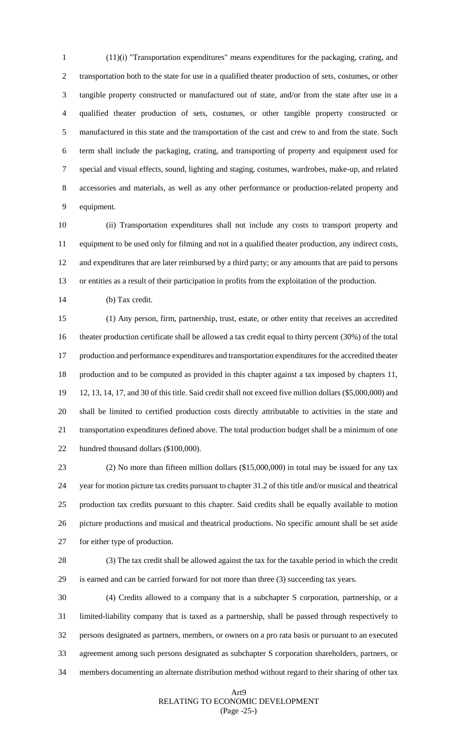(11)(i) "Transportation expenditures" means expenditures for the packaging, crating, and transportation both to the state for use in a qualified theater production of sets, costumes, or other tangible property constructed or manufactured out of state, and/or from the state after use in a qualified theater production of sets, costumes, or other tangible property constructed or manufactured in this state and the transportation of the cast and crew to and from the state. Such term shall include the packaging, crating, and transporting of property and equipment used for special and visual effects, sound, lighting and staging, costumes, wardrobes, make-up, and related accessories and materials, as well as any other performance or production-related property and equipment.

(ii) Transportation expenditures shall not include any costs to transport property and equipment to be used only for filming and not in a qualified theater production, any indirect costs, and expenditures that are later reimbursed by a third party; or any amounts that are paid to persons or entities as a result of their participation in profits from the exploitation of the production.

(b) Tax credit.

(1) Any person, firm, partnership, trust, estate, or other entity that receives an accredited theater production certificate shall be allowed a tax credit equal to thirty percent (30%) of the total production and performance expenditures and transportation expenditures for the accredited theater production and to be computed as provided in this chapter against a tax imposed by chapters 11, 12, 13, 14, 17, and 30 of this title. Said credit shall not exceed five million dollars ($5,000,000) and shall be limited to certified production costs directly attributable to activities in the state and transportation expenditures defined above. The total production budget shall be a minimum of one hundred thousand dollars ($100,000).

(2) No more than fifteen million dollars ($15,000,000) in total may be issued for any tax year for motion picture tax credits pursuant to chapter 31.2 of this title and/or musical and theatrical production tax credits pursuant to this chapter. Said credits shall be equally available to motion picture productions and musical and theatrical productions. No specific amount shall be set aside for either type of production.

(3) The tax credit shall be allowed against the tax for the taxable period in which the credit is earned and can be carried forward for not more than three (3) succeeding tax years.

(4) Credits allowed to a company that is a subchapter S corporation, partnership, or a limited-liability company that is taxed as a partnership, shall be passed through respectively to persons designated as partners, members, or owners on a pro rata basis or pursuant to an executed agreement among such persons designated as subchapter S corporation shareholders, partners, or members documenting an alternate distribution method without regard to their sharing of other tax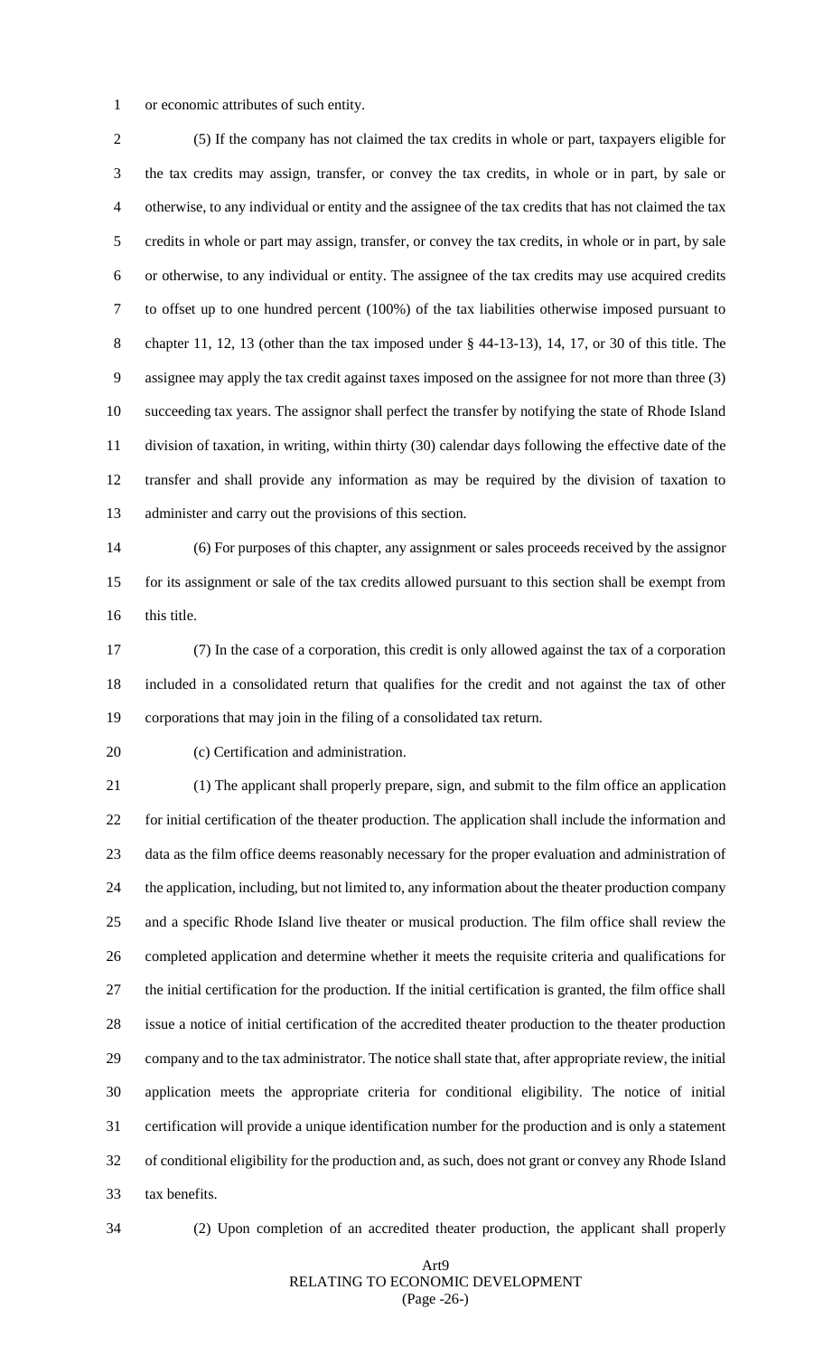or economic attributes of such entity.

(5) If the company has not claimed the tax credits in whole or part, taxpayers eligible for the tax credits may assign, transfer, or convey the tax credits, in whole or in part, by sale or otherwise, to any individual or entity and the assignee of the tax credits that has not claimed the tax credits in whole or part may assign, transfer, or convey the tax credits, in whole or in part, by sale or otherwise, to any individual or entity. The assignee of the tax credits may use acquired credits to offset up to one hundred percent (100%) of the tax liabilities otherwise imposed pursuant to chapter 11, 12, 13 (other than the tax imposed under § 44-13-13), 14, 17, or 30 of this title. The assignee may apply the tax credit against taxes imposed on the assignee for not more than three (3) succeeding tax years. The assignor shall perfect the transfer by notifying the state of Rhode Island division of taxation, in writing, within thirty (30) calendar days following the effective date of the transfer and shall provide any information as may be required by the division of taxation to administer and carry out the provisions of this section.

(6) For purposes of this chapter, any assignment or sales proceeds received by the assignor for its assignment or sale of the tax credits allowed pursuant to this section shall be exempt from this title.

(7) In the case of a corporation, this credit is only allowed against the tax of a corporation included in a consolidated return that qualifies for the credit and not against the tax of other corporations that may join in the filing of a consolidated tax return.

(c) Certification and administration.

(1) The applicant shall properly prepare, sign, and submit to the film office an application for initial certification of the theater production. The application shall include the information and data as the film office deems reasonably necessary for the proper evaluation and administration of the application, including, but not limited to, any information about the theater production company and a specific Rhode Island live theater or musical production. The film office shall review the completed application and determine whether it meets the requisite criteria and qualifications for the initial certification for the production. If the initial certification is granted, the film office shall issue a notice of initial certification of the accredited theater production to the theater production company and to the tax administrator. The notice shall state that, after appropriate review, the initial application meets the appropriate criteria for conditional eligibility. The notice of initial certification will provide a unique identification number for the production and is only a statement of conditional eligibility for the production and, as such, does not grant or convey any Rhode Island tax benefits.

(2) Upon completion of an accredited theater production, the applicant shall properly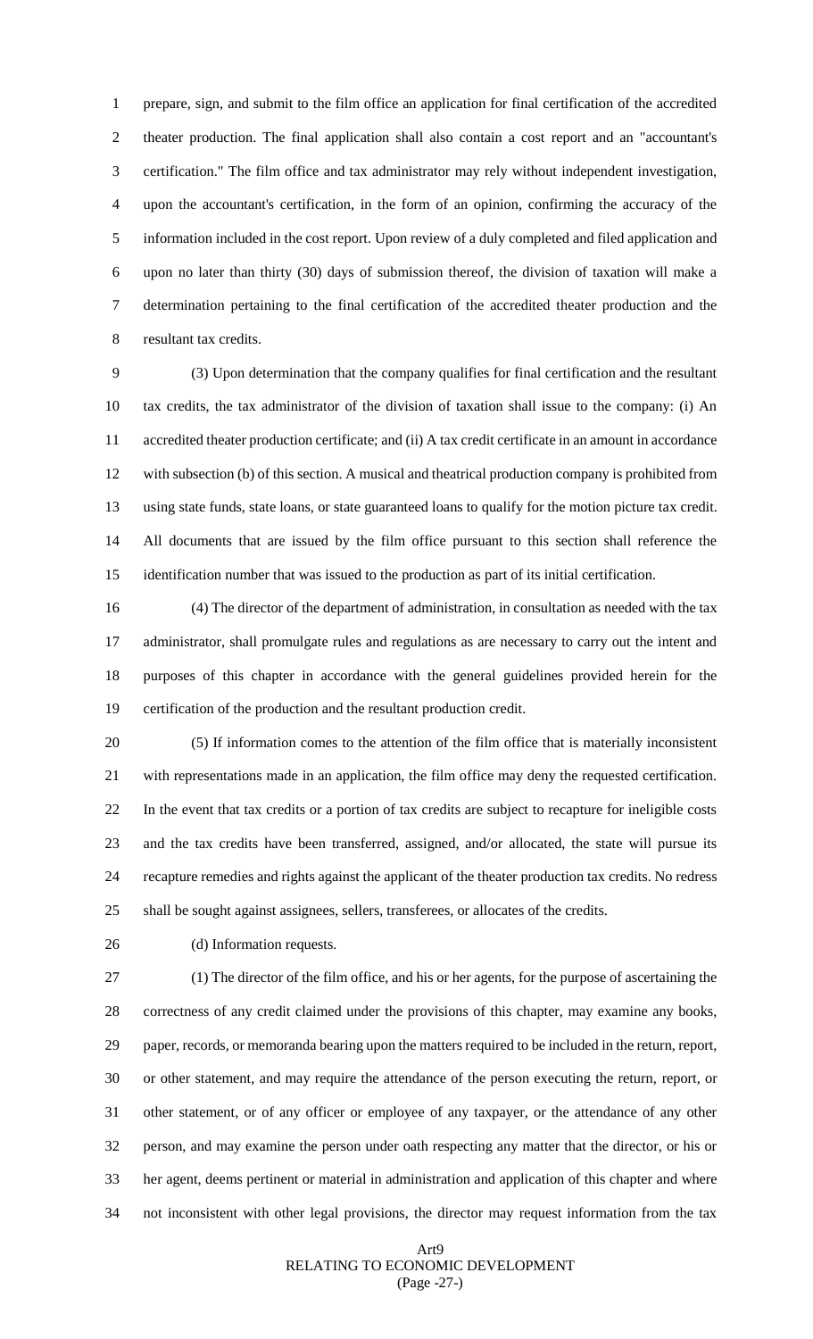prepare, sign, and submit to the film office an application for final certification of the accredited theater production. The final application shall also contain a cost report and an "accountant's certification." The film office and tax administrator may rely without independent investigation, upon the accountant's certification, in the form of an opinion, confirming the accuracy of the information included in the cost report. Upon review of a duly completed and filed application and upon no later than thirty (30) days of submission thereof, the division of taxation will make a determination pertaining to the final certification of the accredited theater production and the resultant tax credits.

(3) Upon determination that the company qualifies for final certification and the resultant tax credits, the tax administrator of the division of taxation shall issue to the company: (i) An accredited theater production certificate; and (ii) A tax credit certificate in an amount in accordance with subsection (b) of this section. A musical and theatrical production company is prohibited from using state funds, state loans, or state guaranteed loans to qualify for the motion picture tax credit. All documents that are issued by the film office pursuant to this section shall reference the identification number that was issued to the production as part of its initial certification.

(4) The director of the department of administration, in consultation as needed with the tax administrator, shall promulgate rules and regulations as are necessary to carry out the intent and purposes of this chapter in accordance with the general guidelines provided herein for the certification of the production and the resultant production credit.

(5) If information comes to the attention of the film office that is materially inconsistent with representations made in an application, the film office may deny the requested certification. In the event that tax credits or a portion of tax credits are subject to recapture for ineligible costs and the tax credits have been transferred, assigned, and/or allocated, the state will pursue its recapture remedies and rights against the applicant of the theater production tax credits. No redress shall be sought against assignees, sellers, transferees, or allocates of the credits.

(d) Information requests.

(1) The director of the film office, and his or her agents, for the purpose of ascertaining the correctness of any credit claimed under the provisions of this chapter, may examine any books, paper, records, or memoranda bearing upon the matters required to be included in the return, report, or other statement, and may require the attendance of the person executing the return, report, or other statement, or of any officer or employee of any taxpayer, or the attendance of any other person, and may examine the person under oath respecting any matter that the director, or his or her agent, deems pertinent or material in administration and application of this chapter and where not inconsistent with other legal provisions, the director may request information from the tax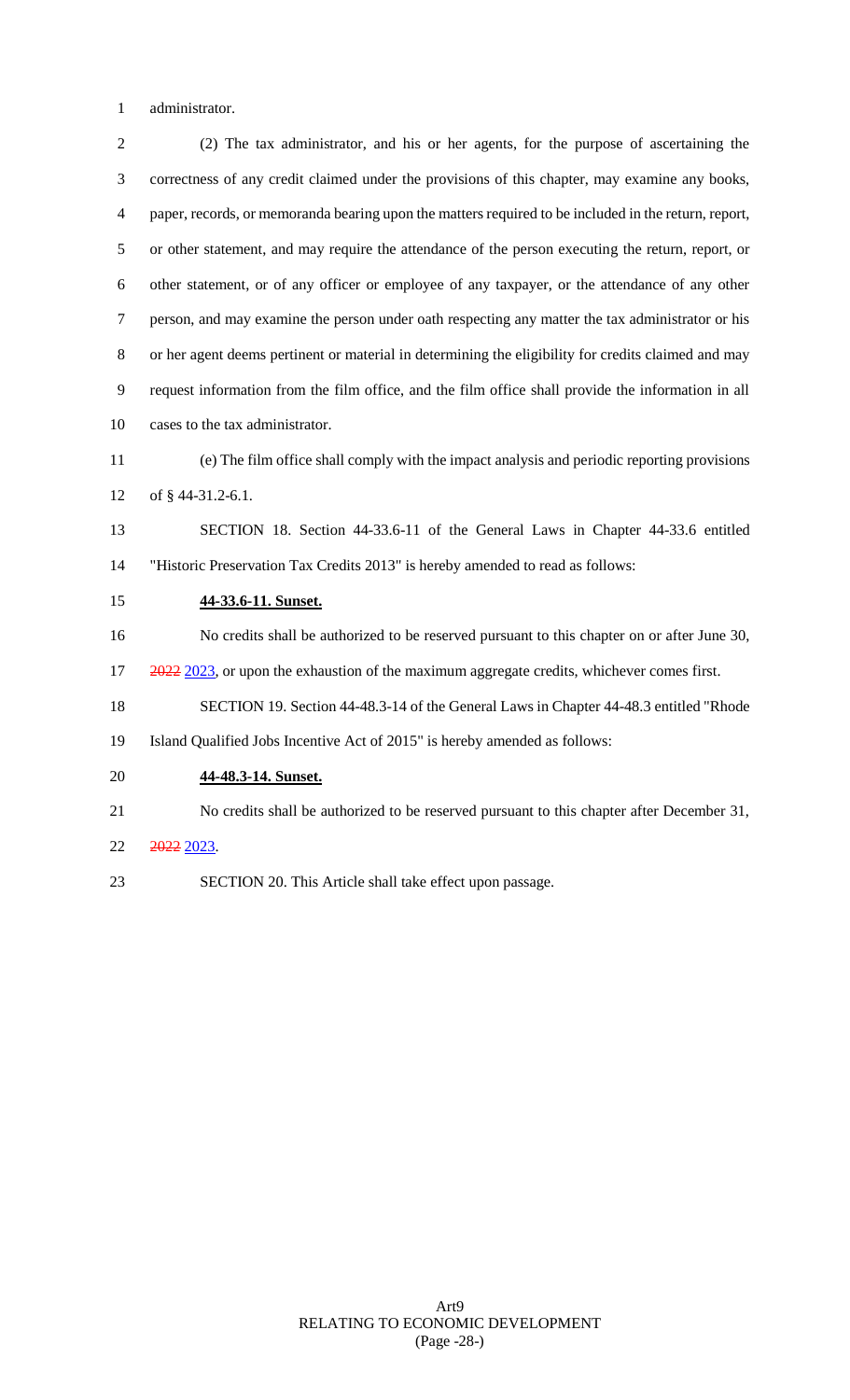administrator.

(2) The tax administrator, and his or her agents, for the purpose of ascertaining the correctness of any credit claimed under the provisions of this chapter, may examine any books, paper, records, or memoranda bearing upon the matters required to be included in the return, report, or other statement, and may require the attendance of the person executing the return, report, or other statement, or of any officer or employee of any taxpayer, or the attendance of any other person, and may examine the person under oath respecting any matter the tax administrator or his or her agent deems pertinent or material in determining the eligibility for credits claimed and may request information from the film office, and the film office shall provide the information in all cases to the tax administrator.

(e) The film office shall comply with the impact analysis and periodic reporting provisions of § 44-31.2-6.1.

SECTION 18. Section 44-33.6-11 of the General Laws in Chapter 44-33.6 entitled "Historic Preservation Tax Credits 2013" is hereby amended to read as follows:

**44-33.6-11. Sunset.**

No credits shall be authorized to be reserved pursuant to this chapter on or after June 30, ~~2022~~ 2023, or upon the exhaustion of the maximum aggregate credits, whichever comes first.

SECTION 19. Section 44-48.3-14 of the General Laws in Chapter 44-48.3 entitled "Rhode Island Qualified Jobs Incentive Act of 2015" is hereby amended as follows:

**44-48.3-14. Sunset.**

No credits shall be authorized to be reserved pursuant to this chapter after December 31, ~~2022~~ 2023.

SECTION 20. This Article shall take effect upon passage.